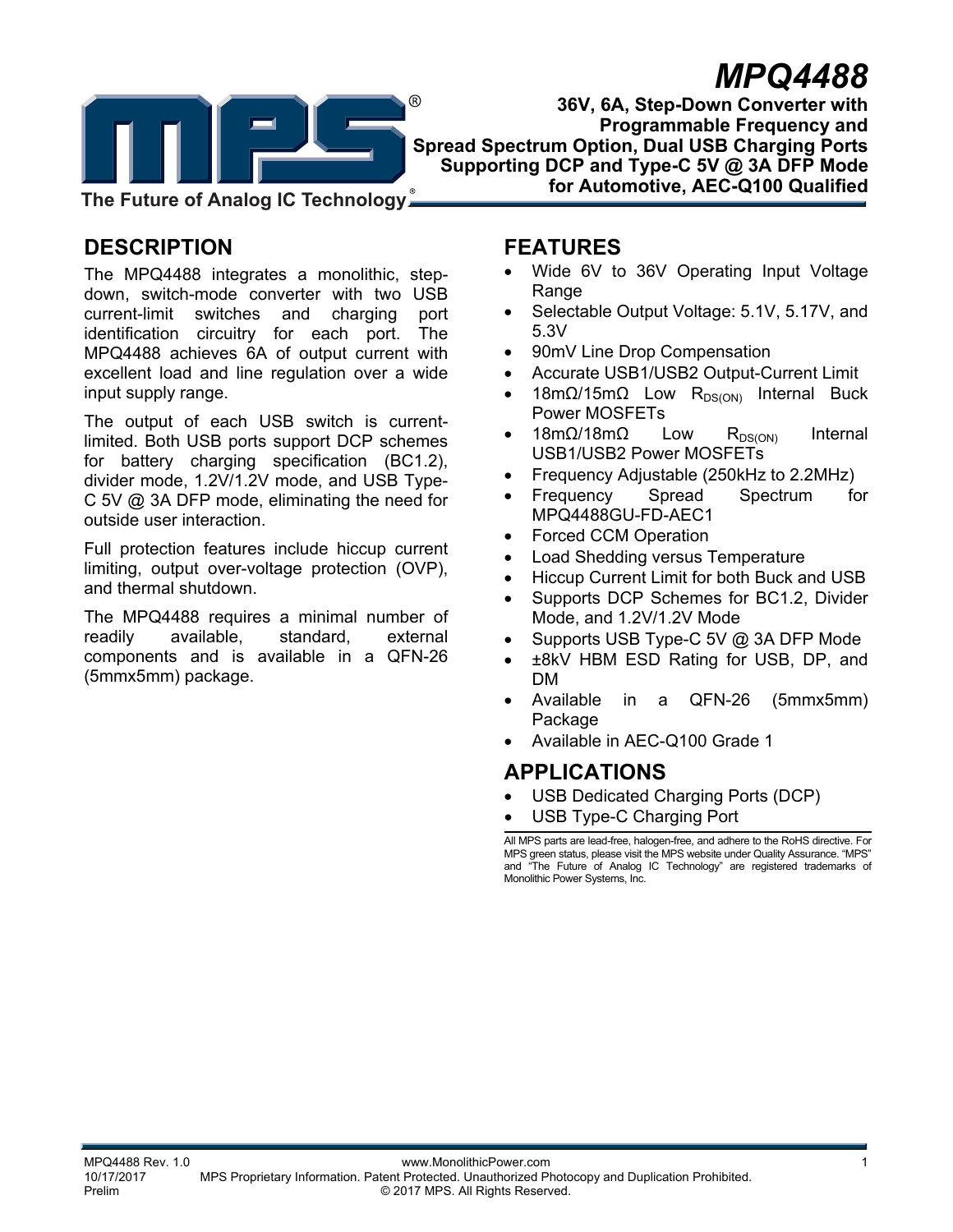# MPQ4488

**36V, 6A, Step-Down Converter with Programmable Frequency and Spread Spectrum Option, Dual USB Charging Ports Supporting DCP and Type-C 5V @ 3A DFP Mode for Automotive, AEC-Q100 Qualified**

## DESCRIPTION

The MPQ4488 integrates a monolithic, step-down, switch-mode converter with two USB current-limit switches and charging port identification circuitry for each port. The MPQ4488 achieves 6A of output current with excellent load and line regulation over a wide input supply range.

The output of each USB switch is current-limited. Both USB ports support DCP schemes for battery charging specification (BC1.2), divider mode, 1.2V/1.2V mode, and USB Type-C 5V @ 3A DFP mode, eliminating the need for outside user interaction.

Full protection features include hiccup current limiting, output over-voltage protection (OVP), and thermal shutdown.

The MPQ4488 requires a minimal number of readily available, standard, external components and is available in a QFN-26 (5mmx5mm) package.

## FEATURES

- Wide 6V to 36V Operating Input Voltage Range
- Selectable Output Voltage: 5.1V, 5.17V, and 5.3V
- 90mV Line Drop Compensation
- Accurate USB1/USB2 Output-Current Limit
- 18mΩ/15mΩ Low $R_{DS(ON)}$ Internal Buck Power MOSFETs
- 18mΩ/18mΩ Low $R_{DS(ON)}$ Internal USB1/USB2 Power MOSFETs
- Frequency Adjustable (250kHz to 2.2MHz)
- Frequency Spread Spectrum for MPQ4488GU-FD-AEC1
- Forced CCM Operation
- Load Shedding versus Temperature
- Hiccup Current Limit for both Buck and USB
- Supports DCP Schemes for BC1.2, Divider Mode, and 1.2V/1.2V Mode
- Supports USB Type-C 5V @ 3A DFP Mode
- ±8kV HBM ESD Rating for USB, DP, and DM
- Available in a QFN-26 (5mmx5mm) Package
- Available in AEC-Q100 Grade 1

## APPLICATIONS

- USB Dedicated Charging Ports (DCP)
- USB Type-C Charging Port

All MPS parts are lead-free, halogen-free, and adhere to the RoHS directive. For MPS green status, please visit the MPS website under Quality Assurance. "MPS" and "The Future of Analog IC Technology" are registered trademarks of Monolithic Power Systems, Inc.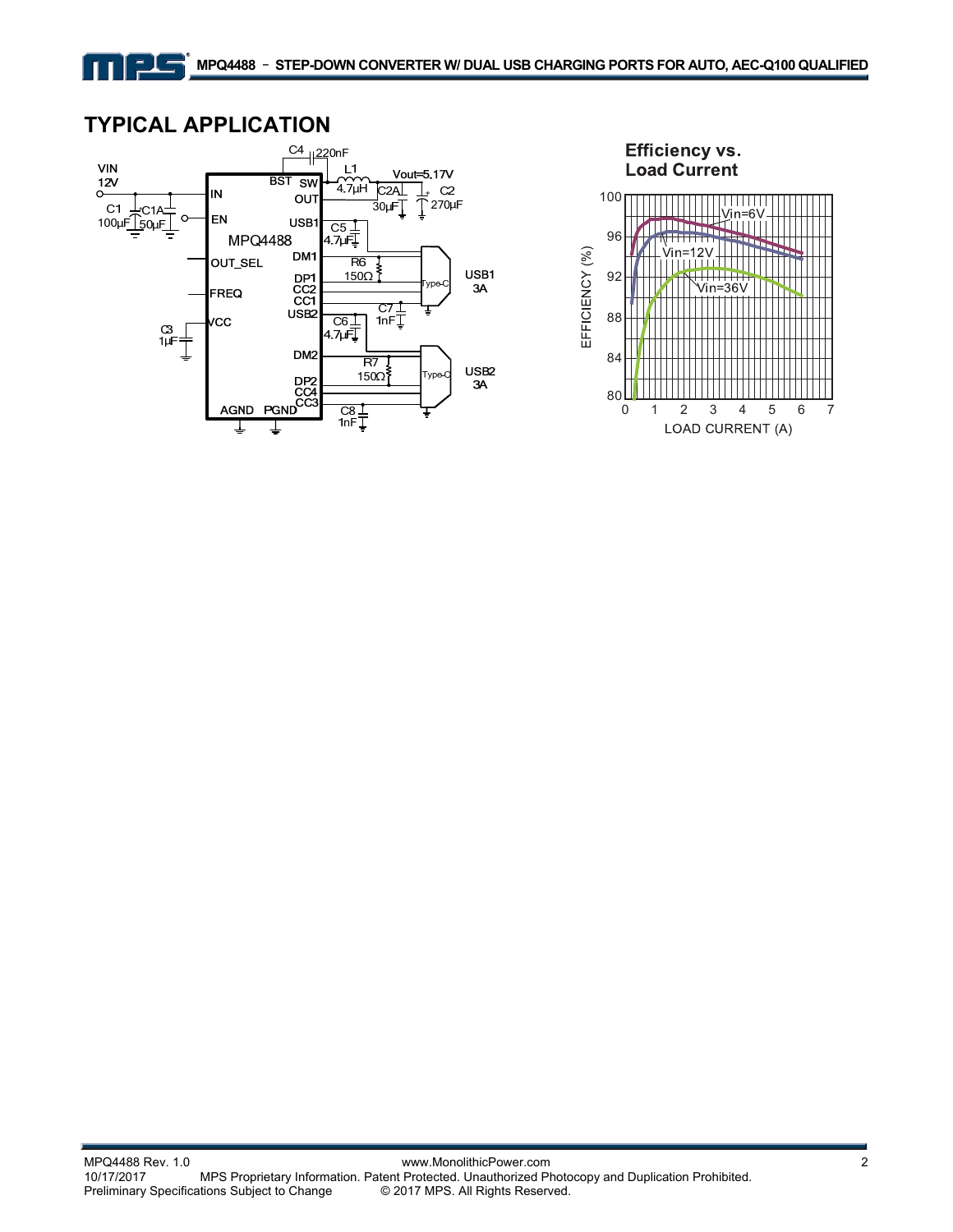## TYPICAL APPLICATION

**Efficiency vs. Load Current**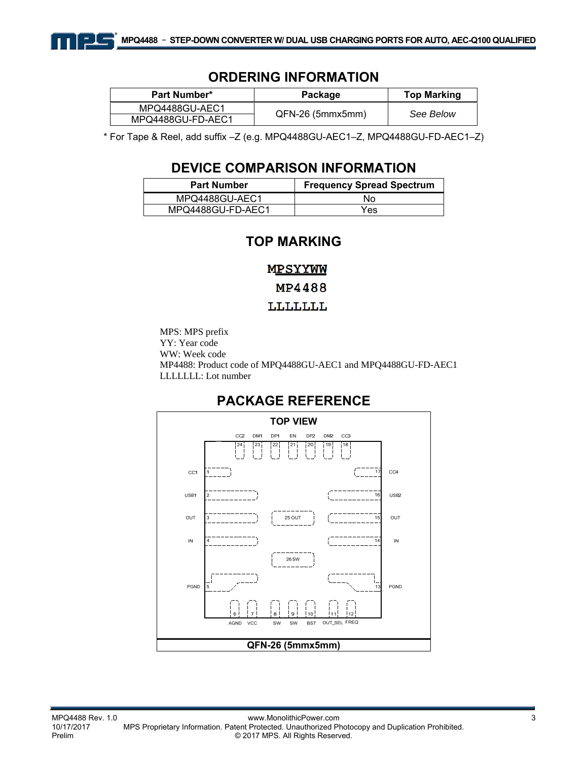## ORDERING INFORMATION

| Part Number* | Package | Top Marking |
|---|---|---|
| MPQ4488GU-AEC1 | QFN-26 (5mmx5mm) | *See Below* |
| MPQ4488GU-FD-AEC1 | | |

\* For Tape & Reel, add suffix –Z (e.g. MPQ4488GU-AEC1–Z, MPQ4488GU-FD-AEC1–Z)

## DEVICE COMPARISON INFORMATION

| Part Number | Frequency Spread Spectrum |
|---|---|
| MPQ4488GU-AEC1 | No |
| MPQ4488GU-FD-AEC1 | Yes |

## TOP MARKING

MPSYYWW
MP4488
LLLLLLL

MPS: MPS prefix
YY: Year code
WW: Week code
MP4488: Product code of MPQ4488GU-AEC1 and MPQ4488GU-FD-AEC1
LLLLLLL: Lot number

## PACKAGE REFERENCE

**TOP VIEW**

Top (pins 24–18): CC2 (24), DM1 (23), DP1 (22), EN (21), DP2 (20), DM2 (19), CC3 (18)

Left (pins 1–5): CC1 (1), USB1 (2), OUT (3), IN (4), PGND (5)

Right (pins 17–13): CC4 (17), USB2 (16), OUT (15), IN (14), PGND (13)

Bottom (pins 6–12): AGND (6), VCC (7), SW (8), SW (9), BST (10), OUT_SEL (11), FREQ (12)

Center: 25 OUT, 26 SW

**QFN-26 (5mmx5mm)**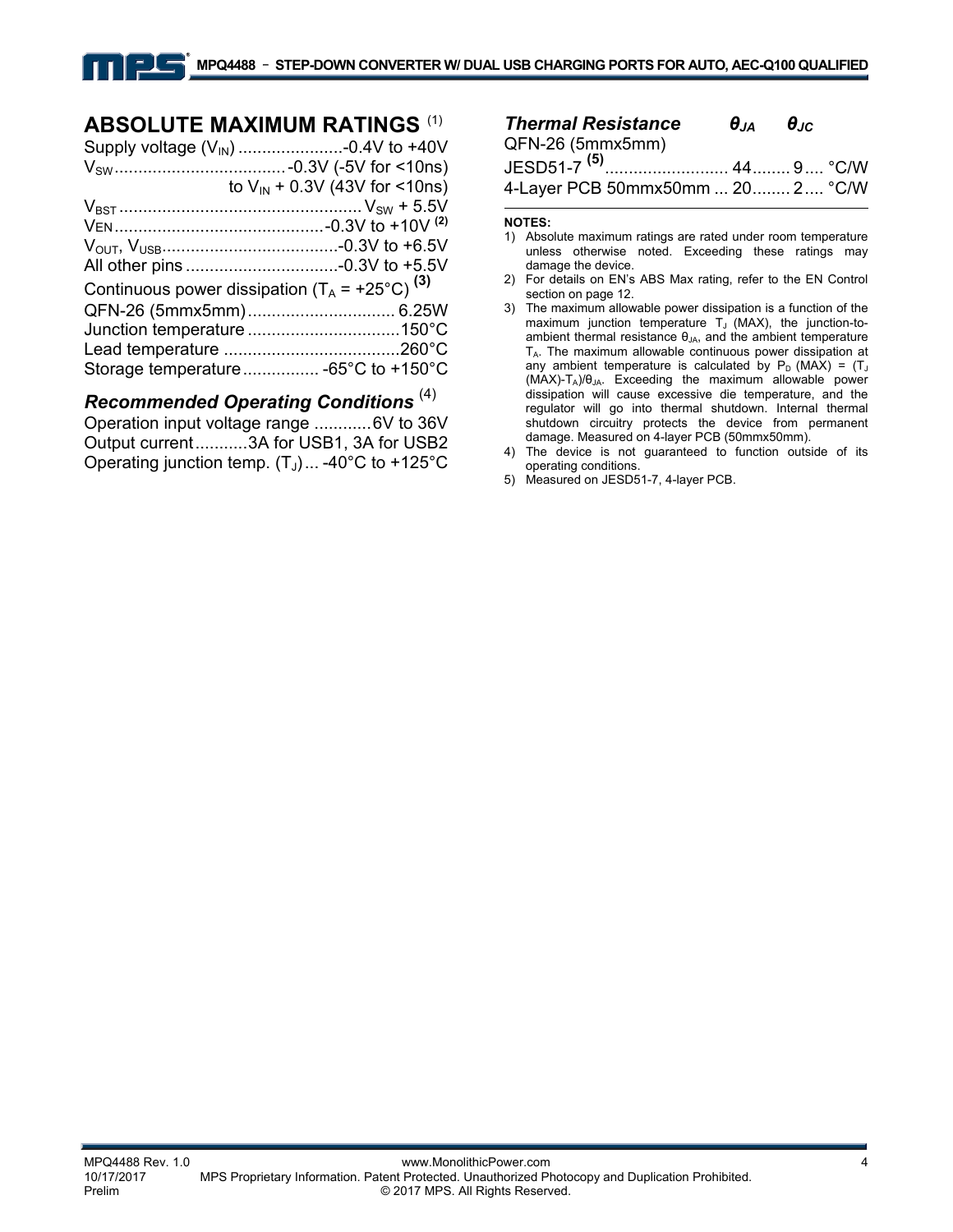## ABSOLUTE MAXIMUM RATINGS (1)

Supply voltage ($V_{IN}$) ....................-0.4V to +40V
$V_{SW}$ ....................................-0.3V (-5V for <10ns) to $V_{IN}$ + 0.3V (43V for <10ns)
$V_{BST}$ .................................................. $V_{SW}$ + 5.5V
$V_{EN}$ ...........................................-0.3V to +10V (2)
$V_{OUT}$, $V_{USB}$....................................-0.3V to +6.5V
All other pins ................................-0.3V to +5.5V
Continuous power dissipation ($T_A$ = +25°C) (3)
QFN-26 (5mmx5mm)............................... 6.25W
Junction temperature ...............................150°C
Lead temperature ....................................260°C
Storage temperature ................ -65°C to +150°C

### *Recommended Operating Conditions* (4)

Operation input voltage range ............6V to 36V
Output current...........3A for USB1, 3A for USB2
Operating junction temp. ($T_J$) ... -40°C to +125°C

| *Thermal Resistance* | $\theta_{JA}$ | $\theta_{JC}$ | |
|---|---|---|---|
| QFN-26 (5mmx5mm) | | | |
| JESD51-7 (5) | 44 | 9 | °C/W |
| 4-Layer PCB 50mmx50mm | 20 | 2 | °C/W |

**NOTES:**

1) Absolute maximum ratings are rated under room temperature unless otherwise noted. Exceeding these ratings may damage the device.
2) For details on EN's ABS Max rating, refer to the EN Control section on page 12.
3) The maximum allowable power dissipation is a function of the maximum junction temperature $T_J$ (MAX), the junction-to-ambient thermal resistance $\theta_{JA}$, and the ambient temperature $T_A$. The maximum allowable continuous power dissipation at any ambient temperature is calculated by $P_D$ (MAX) = ($T_J$ (MAX)-$T_A$)/$\theta_{JA}$. Exceeding the maximum allowable power dissipation will cause excessive die temperature, and the regulator will go into thermal shutdown. Internal thermal shutdown circuitry protects the device from permanent damage. Measured on 4-layer PCB (50mmx50mm).
4) The device is not guaranteed to function outside of its operating conditions.
5) Measured on JESD51-7, 4-layer PCB.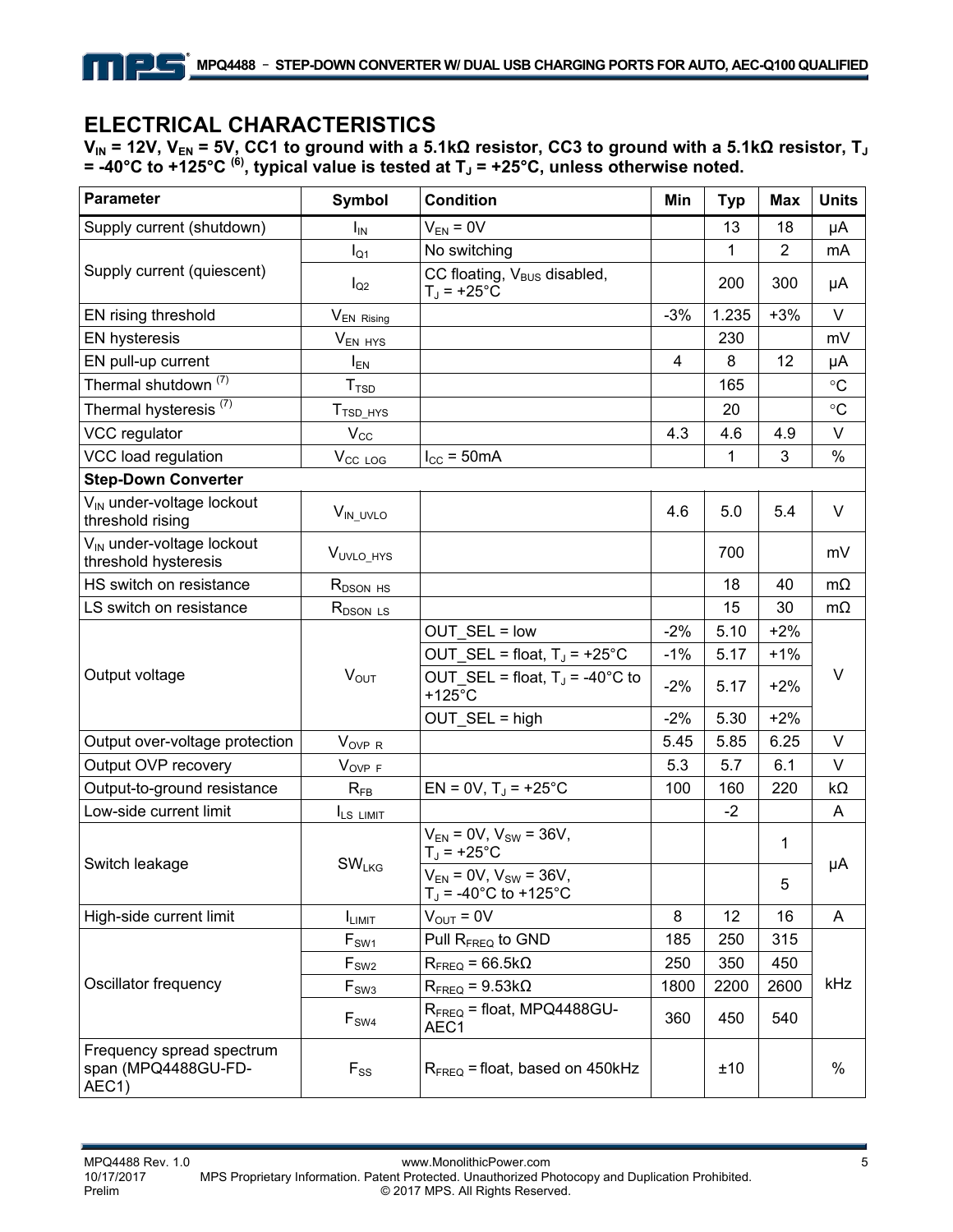## ELECTRICAL CHARACTERISTICS

**$V_{IN}$ = 12V, $V_{EN}$ = 5V, CC1 to ground with a 5.1kΩ resistor, CC3 to ground with a 5.1kΩ resistor, $T_J$ = -40°C to +125°C [6], typical value is tested at $T_J$ = +25°C, unless otherwise noted.**

| Parameter | Symbol | Condition | Min | Typ | Max | Units |
|---|---|---|---|---|---|---|
| Supply current (shutdown) | $I_{IN}$ | $V_{EN}$ = 0V | | 13 | 18 | µA |
| Supply current (quiescent) | $I_{Q1}$ | No switching | | 1 | 2 | mA |
| | $I_{Q2}$ | CC floating, $V_{BUS}$ disabled, $T_J$ = +25°C | | 200 | 300 | µA |
| EN rising threshold | $V_{EN\ Rising}$ | | -3% | 1.235 | +3% | V |
| EN hysteresis | $V_{EN\ HYS}$ | | | 230 | | mV |
| EN pull-up current | $I_{EN}$ | | 4 | 8 | 12 | µA |
| Thermal shutdown [7] | $T_{TSD}$ | | | 165 | | °C |
| Thermal hysteresis [7] | $T_{TSD\_HYS}$ | | | 20 | | °C |
| VCC regulator | $V_{CC}$ | | 4.3 | 4.6 | 4.9 | V |
| VCC load regulation | $V_{CC\ LOG}$ | $I_{CC}$ = 50mA | | 1 | 3 | % |
| **Step-Down Converter** | | | | | | |
| $V_{IN}$ under-voltage lockout threshold rising | $V_{IN\_UVLO}$ | | 4.6 | 5.0 | 5.4 | V |
| $V_{IN}$ under-voltage lockout threshold hysteresis | $V_{UVLO\_HYS}$ | | | 700 | | mV |
| HS switch on resistance | $R_{DSON\ HS}$ | | | 18 | 40 | mΩ |
| LS switch on resistance | $R_{DSON\ LS}$ | | | 15 | 30 | mΩ |
| Output voltage | $V_{OUT}$ | OUT_SEL = low | -2% | 5.10 | +2% | V |
| | | OUT_SEL = float, $T_J$ = +25°C | -1% | 5.17 | +1% | |
| | | OUT_SEL = float, $T_J$ = -40°C to +125°C | -2% | 5.17 | +2% | |
| | | OUT_SEL = high | -2% | 5.30 | +2% | |
| Output over-voltage protection | $V_{OVP\ R}$ | | 5.45 | 5.85 | 6.25 | V |
| Output OVP recovery | $V_{OVP\ F}$ | | 5.3 | 5.7 | 6.1 | V |
| Output-to-ground resistance | $R_{FB}$ | EN = 0V, $T_J$ = +25°C | 100 | 160 | 220 | kΩ |
| Low-side current limit | $I_{LS\ LIMIT}$ | | | -2 | | A |
| Switch leakage | $SW_{LKG}$ | $V_{EN}$ = 0V, $V_{SW}$ = 36V, $T_J$ = +25°C | | | 1 | µA |
| | | $V_{EN}$ = 0V, $V_{SW}$ = 36V, $T_J$ = -40°C to +125°C | | | 5 | |
| High-side current limit | $I_{LIMIT}$ | $V_{OUT}$ = 0V | 8 | 12 | 16 | A |
| Oscillator frequency | $F_{SW1}$ | Pull $R_{FREQ}$ to GND | 185 | 250 | 315 | kHz |
| | $F_{SW2}$ | $R_{FREQ}$ = 66.5kΩ | 250 | 350 | 450 | |
| | $F_{SW3}$ | $R_{FREQ}$ = 9.53kΩ | 1800 | 2200 | 2600 | |
| | $F_{SW4}$ | $R_{FREQ}$ = float, MPQ4488GU-AEC1 | 360 | 450 | 540 | |
| Frequency spread spectrum span (MPQ4488GU-FD-AEC1) | $F_{SS}$ | $R_{FREQ}$ = float, based on 450kHz | | ±10 | | % |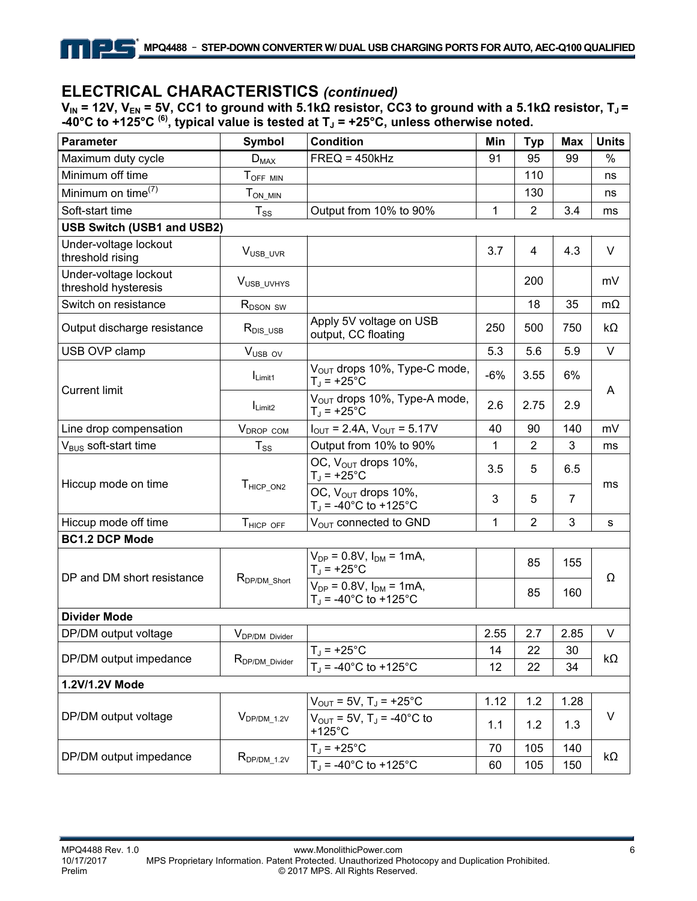## ELECTRICAL CHARACTERISTICS *(continued)*

**$V_{IN}$ = 12V, $V_{EN}$ = 5V, CC1 to ground with 5.1kΩ resistor, CC3 to ground with a 5.1kΩ resistor, $T_J$ = -40°C to +125°C [6], typical value is tested at $T_J$ = +25°C, unless otherwise noted.**

| Parameter | Symbol | Condition | Min | Typ | Max | Units |
|---|---|---|---|---|---|---|
| Maximum duty cycle | $D_{MAX}$ | FREQ = 450kHz | 91 | 95 | 99 | % |
| Minimum off time | $T_{OFF\_MIN}$ | | | 110 | | ns |
| Minimum on time[7] | $T_{ON\_MIN}$ | | | 130 | | ns |
| Soft-start time | $T_{SS}$ | Output from 10% to 90% | 1 | 2 | 3.4 | ms |
| **USB Switch (USB1 and USB2)** | | | | | | |
| Under-voltage lockout threshold rising | $V_{USB\_UVR}$ | | 3.7 | 4 | 4.3 | V |
| Under-voltage lockout threshold hysteresis | $V_{USB\_UVHYS}$ | | | 200 | | mV |
| Switch on resistance | $R_{DSON\_SW}$ | | | 18 | 35 | mΩ |
| Output discharge resistance | $R_{DIS\_USB}$ | Apply 5V voltage on USB output, CC floating | 250 | 500 | 750 | kΩ |
| USB OVP clamp | $V_{USB\_OV}$ | | 5.3 | 5.6 | 5.9 | V |
| Current limit | $I_{Limit1}$ | $V_{OUT}$ drops 10%, Type-C mode, $T_J$ = +25°C | -6% | 3.55 | 6% | A |
| | $I_{Limit2}$ | $V_{OUT}$ drops 10%, Type-A mode, $T_J$ = +25°C | 2.6 | 2.75 | 2.9 | |
| Line drop compensation | $V_{DROP\_COM}$ | $I_{OUT}$ = 2.4A, $V_{OUT}$ = 5.17V | 40 | 90 | 140 | mV |
| $V_{BUS}$ soft-start time | $T_{SS}$ | Output from 10% to 90% | 1 | 2 | 3 | ms |
| Hiccup mode on time | $T_{HICP\_ON2}$ | OC, $V_{OUT}$ drops 10%, $T_J$ = +25°C | 3.5 | 5 | 6.5 | ms |
| | | OC, $V_{OUT}$ drops 10%, $T_J$ = -40°C to +125°C | 3 | 5 | 7 | |
| Hiccup mode off time | $T_{HICP\_OFF}$ | $V_{OUT}$ connected to GND | 1 | 2 | 3 | s |
| **BC1.2 DCP Mode** | | | | | | |
| DP and DM short resistance | $R_{DP/DM\_Short}$ | $V_{DP}$ = 0.8V, $I_{DM}$ = 1mA, $T_J$ = +25°C | | 85 | 155 | Ω |
| | | $V_{DP}$ = 0.8V, $I_{DM}$ = 1mA, $T_J$ = -40°C to +125°C | | 85 | 160 | |
| **Divider Mode** | | | | | | |
| DP/DM output voltage | $V_{DP/DM\_Divider}$ | | 2.55 | 2.7 | 2.85 | V |
| DP/DM output impedance | $R_{DP/DM\_Divider}$ | $T_J$ = +25°C | 14 | 22 | 30 | kΩ |
| | | $T_J$ = -40°C to +125°C | 12 | 22 | 34 | |
| **1.2V/1.2V Mode** | | | | | | |
| DP/DM output voltage | $V_{DP/DM\_1.2V}$ | $V_{OUT}$ = 5V, $T_J$ = +25°C | 1.12 | 1.2 | 1.28 | V |
| | | $V_{OUT}$ = 5V, $T_J$ = -40°C to +125°C | 1.1 | 1.2 | 1.3 | |
| DP/DM output impedance | $R_{DP/DM\_1.2V}$ | $T_J$ = +25°C | 70 | 105 | 140 | kΩ |
| | | $T_J$ = -40°C to +125°C | 60 | 105 | 150 | |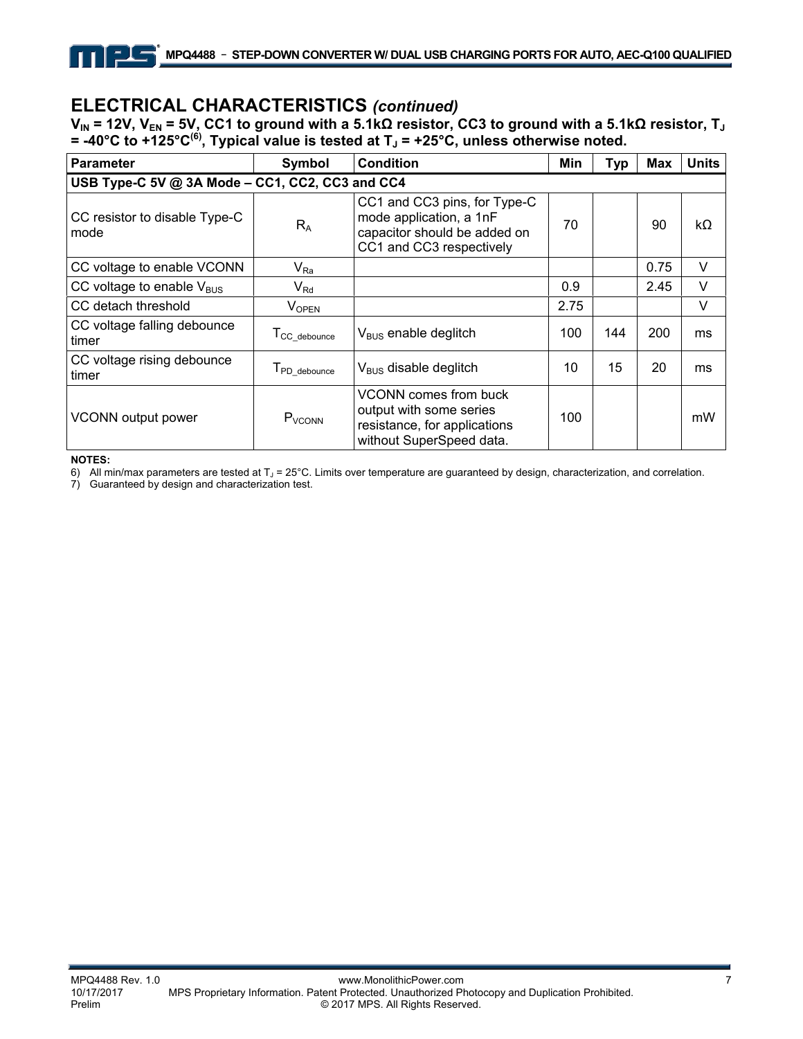## ELECTRICAL CHARACTERISTICS *(continued)*

**$V_{IN}$ = 12V, $V_{EN}$ = 5V, CC1 to ground with a 5.1kΩ resistor, CC3 to ground with a 5.1kΩ resistor, $T_J$ = -40°C to +125°C(6), Typical value is tested at $T_J$ = +25°C, unless otherwise noted.**

| Parameter | Symbol | Condition | Min | Typ | Max | Units |
|---|---|---|---|---|---|---|
| **USB Type-C 5V @ 3A Mode – CC1, CC2, CC3 and CC4** | | | | | | |
| CC resistor to disable Type-C mode | $R_A$ | CC1 and CC3 pins, for Type-C mode application, a 1nF capacitor should be added on CC1 and CC3 respectively | 70 | | 90 | kΩ |
| CC voltage to enable VCONN | $V_{Ra}$ | | | | 0.75 | V |
| CC voltage to enable $V_{BUS}$ | $V_{Rd}$ | | 0.9 | | 2.45 | V |
| CC detach threshold | $V_{OPEN}$ | | 2.75 | | | V |
| CC voltage falling debounce timer | $T_{CC\_debounce}$ | $V_{BUS}$ enable deglitch | 100 | 144 | 200 | ms |
| CC voltage rising debounce timer | $T_{PD\_debounce}$ | $V_{BUS}$ disable deglitch | 10 | 15 | 20 | ms |
| VCONN output power | $P_{VCONN}$ | VCONN comes from buck output with some series resistance, for applications without SuperSpeed data. | 100 | | | mW |

**NOTES:**

6) All min/max parameters are tested at $T_J$ = 25°C. Limits over temperature are guaranteed by design, characterization, and correlation.

7) Guaranteed by design and characterization test.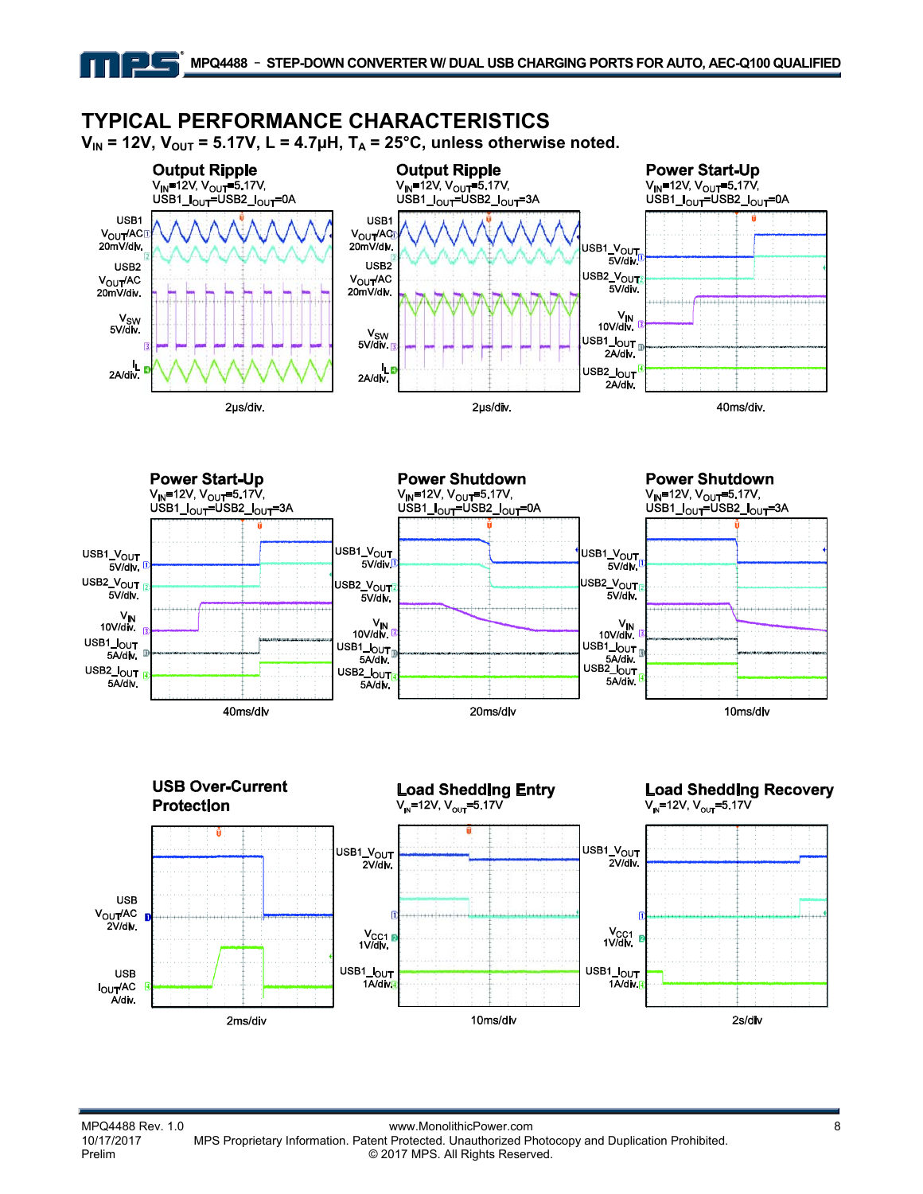## TYPICAL PERFORMANCE CHARACTERISTICS

$V_{IN}$ = 12V, $V_{OUT}$ = 5.17V, L = 4.7µH, $T_A$ = 25°C, unless otherwise noted.

**Output Ripple**
$V_{IN}$=12V, $V_{OUT}$=5.17V,
USB1_$I_{OUT}$=USB2_$I_{OUT}$=0A

USB1 $V_{OUT}$/AC 20mV/div.
USB2 $V_{OUT}$/AC 20mV/div.
$V_{SW}$ 5V/div.
$I_L$ 2A/div.
2µs/div.

**Output Ripple**
$V_{IN}$=12V, $V_{OUT}$=5.17V,
USB1_$I_{OUT}$=USB2_$I_{OUT}$=3A

USB1 $V_{OUT}$/AC 20mV/div.
USB2 $V_{OUT}$/AC 20mV/div.
$V_{SW}$ 5V/div.
$I_L$ 2A/div.
2µs/div.

**Power Start-Up**
$V_{IN}$=12V, $V_{OUT}$=5.17V,
USB1_$I_{OUT}$=USB2_$I_{OUT}$=0A

USB1_$V_{OUT}$ 5V/div.
USB2_$V_{OUT}$ 5V/div.
$V_{IN}$ 10V/div.
USB1_$I_{OUT}$ 2A/div.
USB2_$I_{OUT}$ 2A/div.
40ms/div.

**Power Start-Up**
$V_{IN}$=12V, $V_{OUT}$=5.17V,
USB1_$I_{OUT}$=USB2_$I_{OUT}$=3A

USB1_$V_{OUT}$ 5V/div.
USB2_$V_{OUT}$ 5V/div.
$V_{IN}$ 10V/div.
USB1_$I_{OUT}$ 5A/div.
USB2_$I_{OUT}$ 5A/div.
40ms/div

**Power Shutdown**
$V_{IN}$=12V, $V_{OUT}$=5.17V,
USB1_$I_{OUT}$=USB2_$I_{OUT}$=0A

USB1_$V_{OUT}$ 5V/div.
USB2_$V_{OUT}$ 5V/div.
$V_{IN}$ 10V/div.
USB1_$I_{OUT}$ 5A/div.
USB2_$I_{OUT}$ 5A/div.
20ms/div

**Power Shutdown**
$V_{IN}$=12V, $V_{OUT}$=5.17V,
USB1_$I_{OUT}$=USB2_$I_{OUT}$=3A

USB1_$V_{OUT}$ 5V/div.
USB2_$V_{OUT}$ 5V/div.
$V_{IN}$ 10V/div.
USB1_$I_{OUT}$ 5A/div.
USB2_$I_{OUT}$ 5A/div.
10ms/div

**USB Over-Current Protection**

USB $V_{OUT}$/AC 2V/div.
USB $I_{OUT}$/AC A/div.
2ms/div

**Load Shedding Entry**
$V_{IN}$=12V, $V_{OUT}$=5.17V

USB1_$V_{OUT}$ 2V/div.
$V_{CC1}$ 1V/div.
USB1_$I_{OUT}$ 1A/div.
10ms/div

**Load Shedding Recovery**
$V_{IN}$=12V, $V_{OUT}$=5.17V

USB1_$V_{OUT}$ 2V/div.
$V_{CC1}$ 1V/div.
USB1_$I_{OUT}$ 1A/div.
2s/div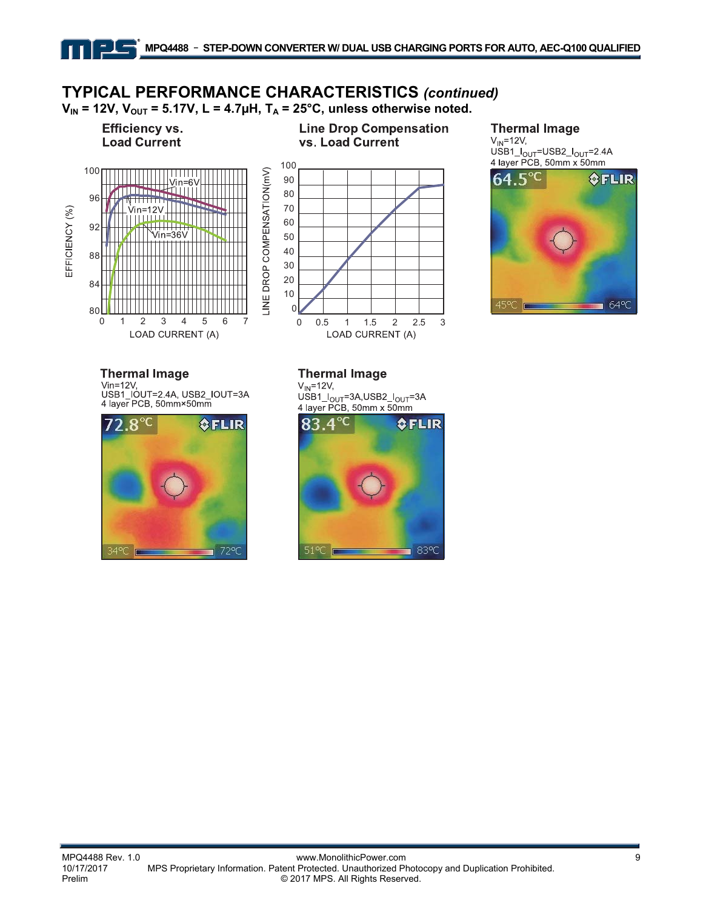## TYPICAL PERFORMANCE CHARACTERISTICS *(continued)*

**$V_{IN}$ = 12V, $V_{OUT}$ = 5.17V, L = 4.7µH, $T_A$ = 25°C, unless otherwise noted.**

**Efficiency vs. Load Current**

**Line Drop Compensation vs. Load Current**

**Thermal Image**

$V_{IN}$=12V,
USB1_$I_{OUT}$=USB2_$I_{OUT}$=2.4A
4 layer PCB, 50mm x 50mm

**Thermal Image**

Vin=12V,
USB1_IOUT=2.4A, USB2_IOUT=3A
4 layer PCB, 50mm×50mm

**Thermal Image**

$V_{IN}$=12V,
USB1_$I_{OUT}$=3A,USB2_$I_{OUT}$=3A
4 layer PCB, 50mm x 50mm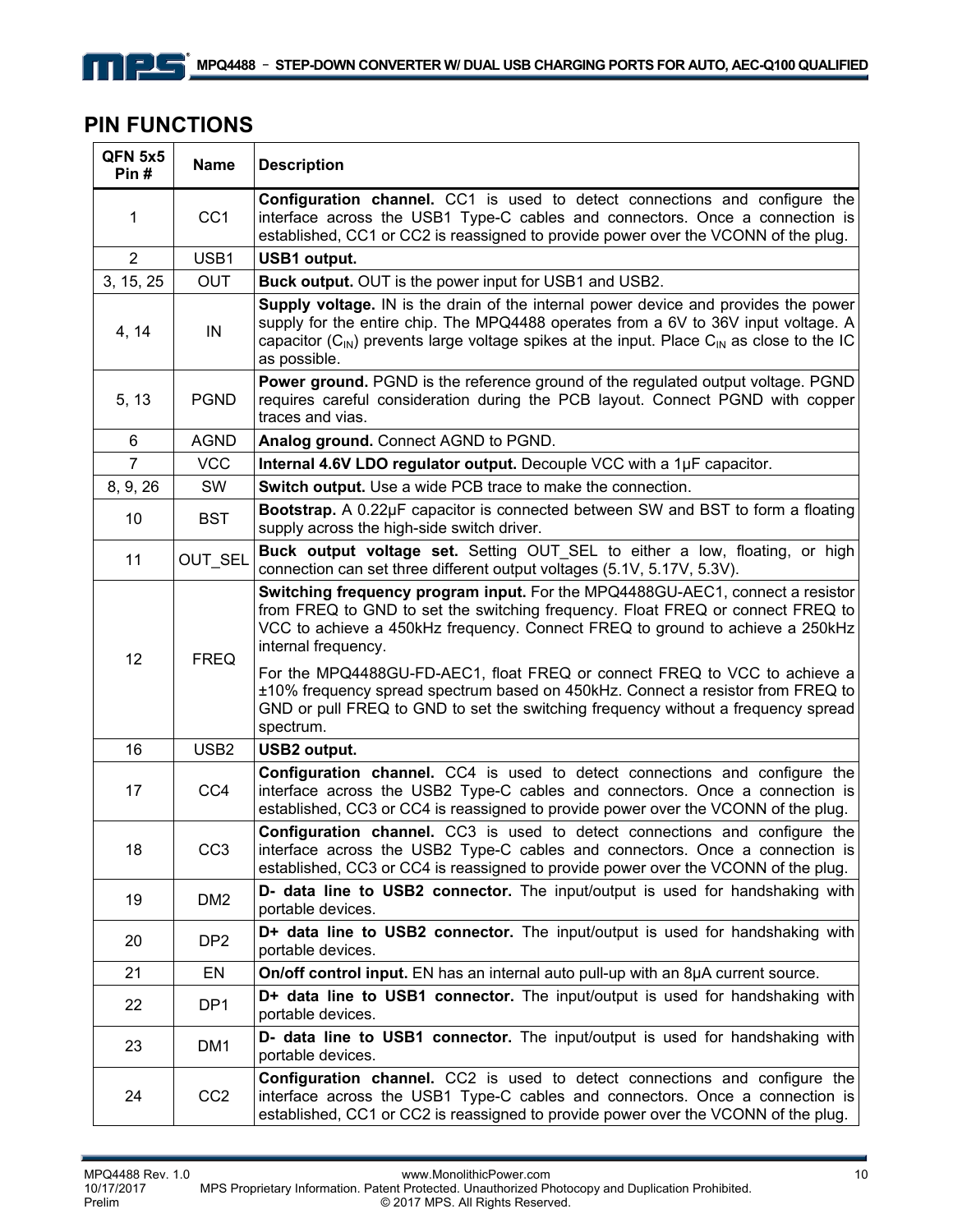## PIN FUNCTIONS

| QFN 5x5 Pin # | Name | Description |
|---|---|---|
| 1 | CC1 | **Configuration channel.** CC1 is used to detect connections and configure the interface across the USB1 Type-C cables and connectors. Once a connection is established, CC1 or CC2 is reassigned to provide power over the VCONN of the plug. |
| 2 | USB1 | **USB1 output.** |
| 3, 15, 25 | OUT | **Buck output.** OUT is the power input for USB1 and USB2. |
| 4, 14 | IN | **Supply voltage.** IN is the drain of the internal power device and provides the power supply for the entire chip. The MPQ4488 operates from a 6V to 36V input voltage. A capacitor ($C_{IN}$) prevents large voltage spikes at the input. Place $C_{IN}$ as close to the IC as possible. |
| 5, 13 | PGND | **Power ground.** PGND is the reference ground of the regulated output voltage. PGND requires careful consideration during the PCB layout. Connect PGND with copper traces and vias. |
| 6 | AGND | **Analog ground.** Connect AGND to PGND. |
| 7 | VCC | **Internal 4.6V LDO regulator output.** Decouple VCC with a 1μF capacitor. |
| 8, 9, 26 | SW | **Switch output.** Use a wide PCB trace to make the connection. |
| 10 | BST | **Bootstrap.** A 0.22μF capacitor is connected between SW and BST to form a floating supply across the high-side switch driver. |
| 11 | OUT_SEL | **Buck output voltage set.** Setting OUT_SEL to either a low, floating, or high connection can set three different output voltages (5.1V, 5.17V, 5.3V). |
| 12 | FREQ | **Switching frequency program input.** For the MPQ4488GU-AEC1, connect a resistor from FREQ to GND to set the switching frequency. Float FREQ or connect FREQ to VCC to achieve a 450kHz frequency. Connect FREQ to ground to achieve a 250kHz internal frequency.<br><br>For the MPQ4488GU-FD-AEC1, float FREQ or connect FREQ to VCC to achieve a ±10% frequency spread spectrum based on 450kHz. Connect a resistor from FREQ to GND or pull FREQ to GND to set the switching frequency without a frequency spread spectrum. |
| 16 | USB2 | **USB2 output.** |
| 17 | CC4 | **Configuration channel.** CC4 is used to detect connections and configure the interface across the USB2 Type-C cables and connectors. Once a connection is established, CC3 or CC4 is reassigned to provide power over the VCONN of the plug. |
| 18 | CC3 | **Configuration channel.** CC3 is used to detect connections and configure the interface across the USB2 Type-C cables and connectors. Once a connection is established, CC3 or CC4 is reassigned to provide power over the VCONN of the plug. |
| 19 | DM2 | **D- data line to USB2 connector.** The input/output is used for handshaking with portable devices. |
| 20 | DP2 | **D+ data line to USB2 connector.** The input/output is used for handshaking with portable devices. |
| 21 | EN | **On/off control input.** EN has an internal auto pull-up with an 8μA current source. |
| 22 | DP1 | **D+ data line to USB1 connector.** The input/output is used for handshaking with portable devices. |
| 23 | DM1 | **D- data line to USB1 connector.** The input/output is used for handshaking with portable devices. |
| 24 | CC2 | **Configuration channel.** CC2 is used to detect connections and configure the interface across the USB1 Type-C cables and connectors. Once a connection is established, CC1 or CC2 is reassigned to provide power over the VCONN of the plug. |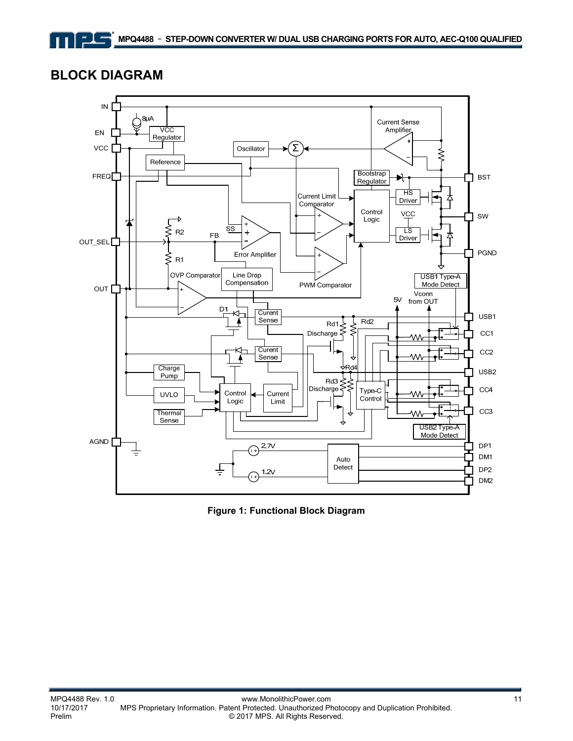## BLOCK DIAGRAM

Figure 1: Functional Block Diagram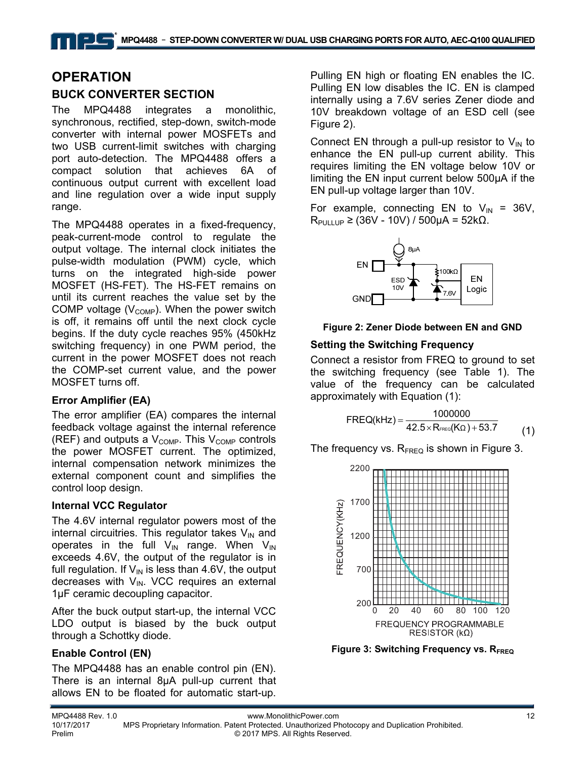# OPERATION

## BUCK CONVERTER SECTION

The MPQ4488 integrates a monolithic, synchronous, rectified, step-down, switch-mode converter with internal power MOSFETs and two USB current-limit switches with charging port auto-detection. The MPQ4488 offers a compact solution that achieves 6A of continuous output current with excellent load and line regulation over a wide input supply range.

The MPQ4488 operates in a fixed-frequency, peak-current-mode control to regulate the output voltage. The internal clock initiates the pulse-width modulation (PWM) cycle, which turns on the integrated high-side power MOSFET (HS-FET). The HS-FET remains on until its current reaches the value set by the COMP voltage ($V_{COMP}$). When the power switch is off, it remains off until the next clock cycle begins. If the duty cycle reaches 95% (450kHz switching frequency) in one PWM period, the current in the power MOSFET does not reach the COMP-set current value, and the power MOSFET turns off.

### Error Amplifier (EA)

The error amplifier (EA) compares the internal feedback voltage against the internal reference (REF) and outputs a $V_{COMP}$. This $V_{COMP}$ controls the power MOSFET current. The optimized, internal compensation network minimizes the external component count and simplifies the control loop design.

### Internal VCC Regulator

The 4.6V internal regulator powers most of the internal circuitries. This regulator takes $V_{IN}$ and operates in the full $V_{IN}$ range. When $V_{IN}$ exceeds 4.6V, the output of the regulator is in full regulation. If $V_{IN}$ is less than 4.6V, the output decreases with $V_{IN}$. VCC requires an external 1µF ceramic decoupling capacitor.

After the buck output start-up, the internal VCC LDO output is biased by the buck output through a Schottky diode.

### Enable Control (EN)

The MPQ4488 has an enable control pin (EN). There is an internal 8µA pull-up current that allows EN to be floated for automatic start-up. Pulling EN high or floating EN enables the IC. Pulling EN low disables the IC. EN is clamped internally using a 7.6V series Zener diode and 10V breakdown voltage of an ESD cell (see Figure 2).

Connect EN through a pull-up resistor to $V_{IN}$ to enhance the EN pull-up current ability. This requires limiting the EN voltage below 10V or limiting the EN input current below 500µA if the EN pull-up voltage larger than 10V.

For example, connecting EN to $V_{IN}$ = 36V, $R_{PULLUP}$ ≥ (36V - 10V) / 500µA = 52kΩ.

**Figure 2: Zener Diode between EN and GND**

### Setting the Switching Frequency

Connect a resistor from FREQ to ground to set the switching frequency (see Table 1). The value of the frequency can be calculated approximately with Equation (1):

$$\text{FREQ(kHz)} = \frac{1000000}{42.5 \times R_{FREQ}(\text{K}\Omega) + 53.7} \quad (1)$$

The frequency vs. $R_{FREQ}$ is shown in Figure 3.

**Figure 3: Switching Frequency vs. $R_{FREQ}$**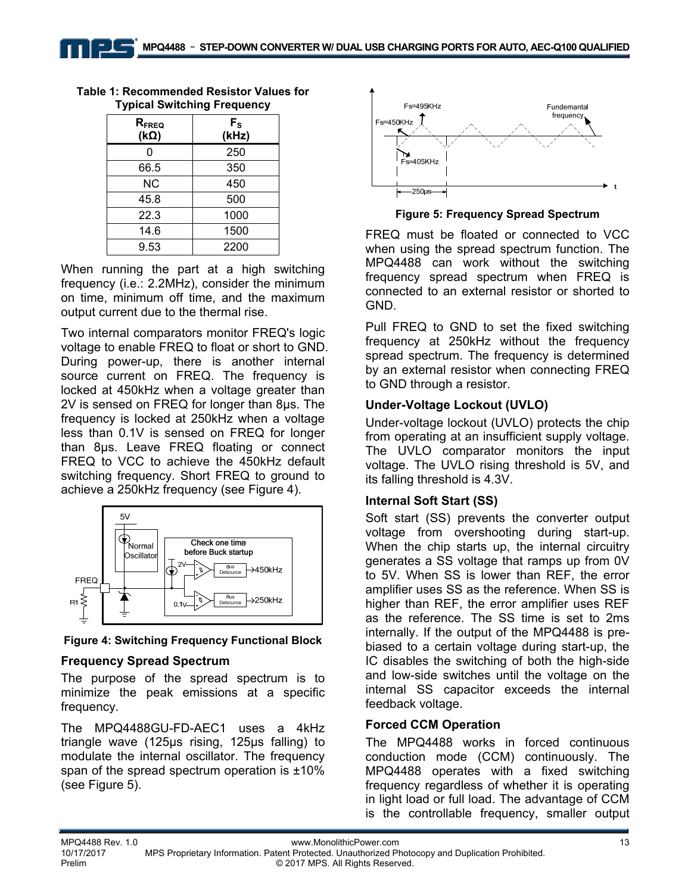**Table 1: Recommended Resistor Values for Typical Switching Frequency**

| $R_{FREQ}$ (kΩ) | $F_S$ (kHz) |
|---|---|
| 0 | 250 |
| 66.5 | 350 |
| NC | 450 |
| 45.8 | 500 |
| 22.3 | 1000 |
| 14.6 | 1500 |
| 9.53 | 2200 |

When running the part at a high switching frequency (i.e.: 2.2MHz), consider the minimum on time, minimum off time, and the maximum output current due to the thermal rise.

Two internal comparators monitor FREQ's logic voltage to enable FREQ to float or short to GND. During power-up, there is another internal source current on FREQ. The frequency is locked at 450kHz when a voltage greater than 2V is sensed on FREQ for longer than 8µs. The frequency is locked at 250kHz when a voltage less than 0.1V is sensed on FREQ for longer than 8µs. Leave FREQ floating or connect FREQ to VCC to achieve the 450kHz default switching frequency. Short FREQ to ground to achieve a 250kHz frequency (see Figure 4).

**Figure 4: Switching Frequency Functional Block**

### Frequency Spread Spectrum

The purpose of the spread spectrum is to minimize the peak emissions at a specific frequency.

The MPQ4488GU-FD-AEC1 uses a 4kHz triangle wave (125µs rising, 125µs falling) to modulate the internal oscillator. The frequency span of the spread spectrum operation is ±10% (see Figure 5).

**Figure 5: Frequency Spread Spectrum**

FREQ must be floated or connected to VCC when using the spread spectrum function. The MPQ4488 can work without the switching frequency spread spectrum when FREQ is connected to an external resistor or shorted to GND.

Pull FREQ to GND to set the fixed switching frequency at 250kHz without the frequency spread spectrum. The frequency is determined by an external resistor when connecting FREQ to GND through a resistor.

### Under-Voltage Lockout (UVLO)

Under-voltage lockout (UVLO) protects the chip from operating at an insufficient supply voltage. The UVLO comparator monitors the input voltage. The UVLO rising threshold is 5V, and its falling threshold is 4.3V.

### Internal Soft Start (SS)

Soft start (SS) prevents the converter output voltage from overshooting during start-up. When the chip starts up, the internal circuitry generates a SS voltage that ramps up from 0V to 5V. When SS is lower than REF, the error amplifier uses SS as the reference. When SS is higher than REF, the error amplifier uses REF as the reference. The SS time is set to 2ms internally. If the output of the MPQ4488 is pre-biased to a certain voltage during start-up, the IC disables the switching of both the high-side and low-side switches until the voltage on the internal SS capacitor exceeds the internal feedback voltage.

### Forced CCM Operation

The MPQ4488 works in forced continuous conduction mode (CCM) continuously. The MPQ4488 operates with a fixed switching frequency regardless of whether it is operating in light load or full load. The advantage of CCM is the controllable frequency, smaller output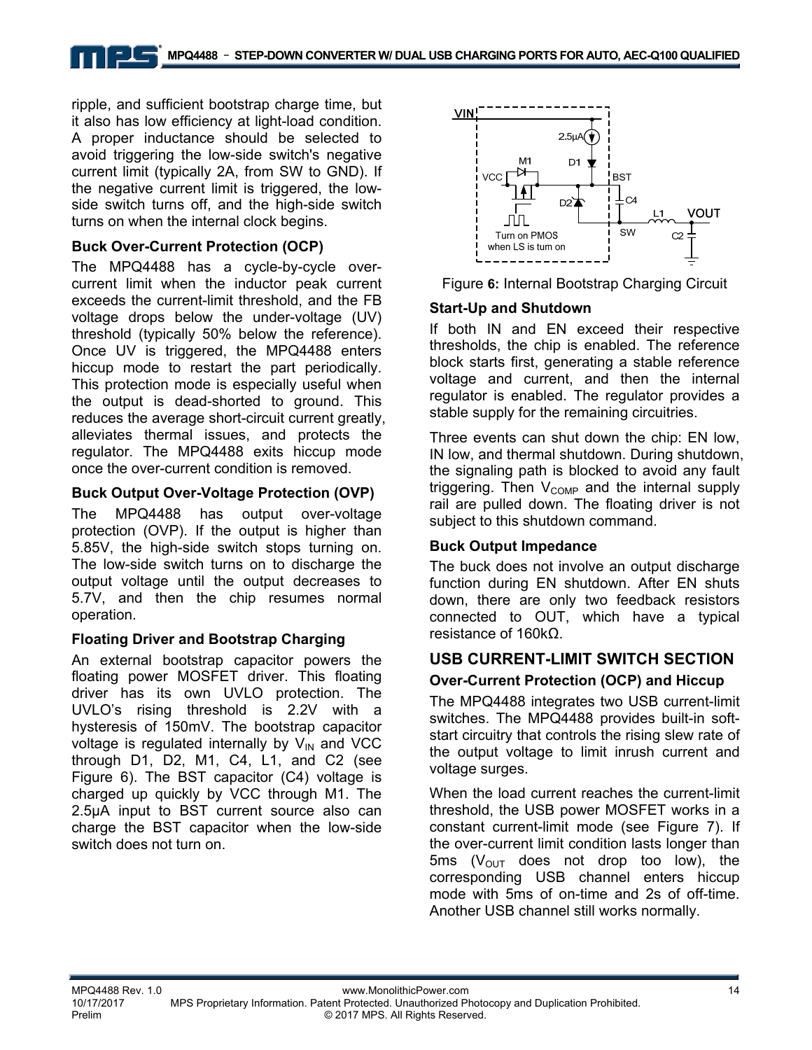ripple, and sufficient bootstrap charge time, but it also has low efficiency at light-load condition. A proper inductance should be selected to avoid triggering the low-side switch's negative current limit (typically 2A, from SW to GND). If the negative current limit is triggered, the low-side switch turns off, and the high-side switch turns on when the internal clock begins.

### Buck Over-Current Protection (OCP)

The MPQ4488 has a cycle-by-cycle over-current limit when the inductor peak current exceeds the current-limit threshold, and the FB voltage drops below the under-voltage (UV) threshold (typically 50% below the reference). Once UV is triggered, the MPQ4488 enters hiccup mode to restart the part periodically. This protection mode is especially useful when the output is dead-shorted to ground. This reduces the average short-circuit current greatly, alleviates thermal issues, and protects the regulator. The MPQ4488 exits hiccup mode once the over-current condition is removed.

### Buck Output Over-Voltage Protection (OVP)

The MPQ4488 has output over-voltage protection (OVP). If the output is higher than 5.85V, the high-side switch stops turning on. The low-side switch turns on to discharge the output voltage until the output decreases to 5.7V, and then the chip resumes normal operation.

### Floating Driver and Bootstrap Charging

An external bootstrap capacitor powers the floating power MOSFET driver. This floating driver has its own UVLO protection. The UVLO's rising threshold is 2.2V with a hysteresis of 150mV. The bootstrap capacitor voltage is regulated internally by $V_{IN}$ and VCC through D1, D2, M1, C4, L1, and C2 (see Figure 6). The BST capacitor (C4) voltage is charged up quickly by VCC through M1. The 2.5μA input to BST current source also can charge the BST capacitor when the low-side switch does not turn on.

Figure 6: Internal Bootstrap Charging Circuit

### Start-Up and Shutdown

If both IN and EN exceed their respective thresholds, the chip is enabled. The reference block starts first, generating a stable reference voltage and current, and then the internal regulator is enabled. The regulator provides a stable supply for the remaining circuitries.

Three events can shut down the chip: EN low, IN low, and thermal shutdown. During shutdown, the signaling path is blocked to avoid any fault triggering. Then $V_{COMP}$ and the internal supply rail are pulled down. The floating driver is not subject to this shutdown command.

### Buck Output Impedance

The buck does not involve an output discharge function during EN shutdown. After EN shuts down, there are only two feedback resistors connected to OUT, which have a typical resistance of 160kΩ.

## USB CURRENT-LIMIT SWITCH SECTION

### Over-Current Protection (OCP) and Hiccup

The MPQ4488 integrates two USB current-limit switches. The MPQ4488 provides built-in soft-start circuitry that controls the rising slew rate of the output voltage to limit inrush current and voltage surges.

When the load current reaches the current-limit threshold, the USB power MOSFET works in a constant current-limit mode (see Figure 7). If the over-current limit condition lasts longer than 5ms ($V_{OUT}$ does not drop too low), the corresponding USB channel enters hiccup mode with 5ms of on-time and 2s of off-time. Another USB channel still works normally.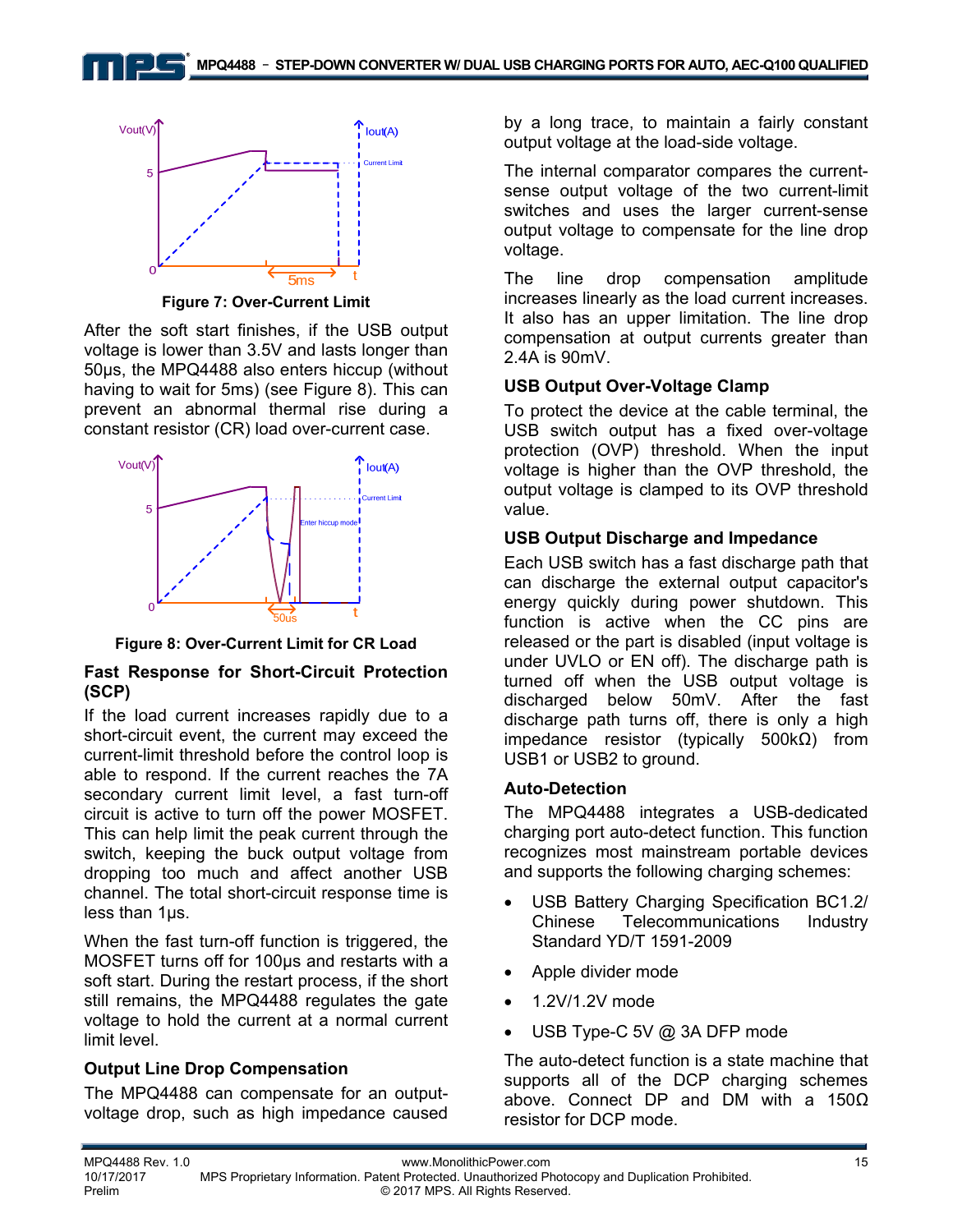Figure 7: Over-Current Limit

After the soft start finishes, if the USB output voltage is lower than 3.5V and lasts longer than 50µs, the MPQ4488 also enters hiccup (without having to wait for 5ms) (see Figure 8). This can prevent an abnormal thermal rise during a constant resistor (CR) load over-current case.

Figure 8: Over-Current Limit for CR Load

### Fast Response for Short-Circuit Protection (SCP)

If the load current increases rapidly due to a short-circuit event, the current may exceed the current-limit threshold before the control loop is able to respond. If the current reaches the 7A secondary current limit level, a fast turn-off circuit is active to turn off the power MOSFET. This can help limit the peak current through the switch, keeping the buck output voltage from dropping too much and affect another USB channel. The total short-circuit response time is less than 1µs.

When the fast turn-off function is triggered, the MOSFET turns off for 100µs and restarts with a soft start. During the restart process, if the short still remains, the MPQ4488 regulates the gate voltage to hold the current at a normal current limit level.

### Output Line Drop Compensation

The MPQ4488 can compensate for an output-voltage drop, such as high impedance caused by a long trace, to maintain a fairly constant output voltage at the load-side voltage.

The internal comparator compares the current-sense output voltage of the two current-limit switches and uses the larger current-sense output voltage to compensate for the line drop voltage.

The line drop compensation amplitude increases linearly as the load current increases. It also has an upper limitation. The line drop compensation at output currents greater than 2.4A is 90mV.

### USB Output Over-Voltage Clamp

To protect the device at the cable terminal, the USB switch output has a fixed over-voltage protection (OVP) threshold. When the input voltage is higher than the OVP threshold, the output voltage is clamped to its OVP threshold value.

### USB Output Discharge and Impedance

Each USB switch has a fast discharge path that can discharge the external output capacitor's energy quickly during power shutdown. This function is active when the CC pins are released or the part is disabled (input voltage is under UVLO or EN off). The discharge path is turned off when the USB output voltage is discharged below 50mV. After the fast discharge path turns off, there is only a high impedance resistor (typically 500kΩ) from USB1 or USB2 to ground.

### Auto-Detection

The MPQ4488 integrates a USB-dedicated charging port auto-detect function. This function recognizes most mainstream portable devices and supports the following charging schemes:

- USB Battery Charging Specification BC1.2/ Chinese Telecommunications Industry Standard YD/T 1591-2009
- Apple divider mode
- 1.2V/1.2V mode
- USB Type-C 5V @ 3A DFP mode

The auto-detect function is a state machine that supports all of the DCP charging schemes above. Connect DP and DM with a 150Ω resistor for DCP mode.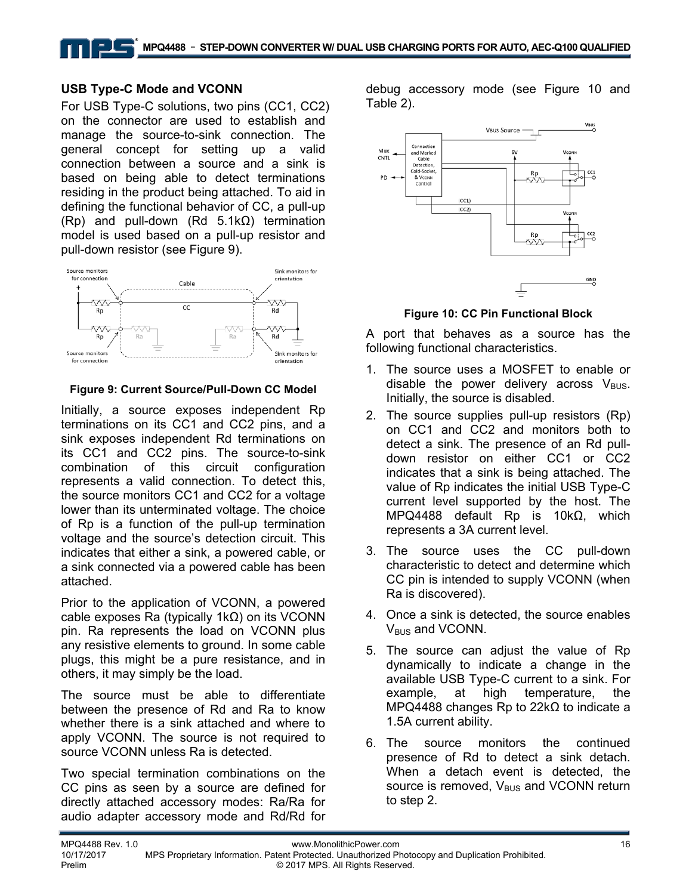### USB Type-C Mode and VCONN

For USB Type-C solutions, two pins (CC1, CC2) on the connector are used to establish and manage the source-to-sink connection. The general concept for setting up a valid connection between a source and a sink is based on being able to detect terminations residing in the product being attached. To aid in defining the functional behavior of CC, a pull-up (Rp) and pull-down (Rd 5.1kΩ) termination model is used based on a pull-up resistor and pull-down resistor (see Figure 9).

**Figure 9: Current Source/Pull-Down CC Model**

Initially, a source exposes independent Rp terminations on its CC1 and CC2 pins, and a sink exposes independent Rd terminations on its CC1 and CC2 pins. The source-to-sink combination of this circuit configuration represents a valid connection. To detect this, the source monitors CC1 and CC2 for a voltage lower than its unterminated voltage. The choice of Rp is a function of the pull-up termination voltage and the source's detection circuit. This indicates that either a sink, a powered cable, or a sink connected via a powered cable has been attached.

Prior to the application of VCONN, a powered cable exposes Ra (typically 1kΩ) on its VCONN pin. Ra represents the load on VCONN plus any resistive elements to ground. In some cable plugs, this might be a pure resistance, and in others, it may simply be the load.

The source must be able to differentiate between the presence of Rd and Ra to know whether there is a sink attached and where to apply VCONN. The source is not required to source VCONN unless Ra is detected.

Two special termination combinations on the CC pins as seen by a source are defined for directly attached accessory modes: Ra/Ra for audio adapter accessory mode and Rd/Rd for debug accessory mode (see Figure 10 and Table 2).

**Figure 10: CC Pin Functional Block**

A port that behaves as a source has the following functional characteristics.

1. The source uses a MOSFET to enable or disable the power delivery across $V_{BUS}$. Initially, the source is disabled.
2. The source supplies pull-up resistors (Rp) on CC1 and CC2 and monitors both to detect a sink. The presence of an Rd pull-down resistor on either CC1 or CC2 indicates that a sink is being attached. The value of Rp indicates the initial USB Type-C current level supported by the host. The MPQ4488 default Rp is 10kΩ, which represents a 3A current level.
3. The source uses the CC pull-down characteristic to detect and determine which CC pin is intended to supply VCONN (when Ra is discovered).
4. Once a sink is detected, the source enables $V_{BUS}$ and VCONN.
5. The source can adjust the value of Rp dynamically to indicate a change in the available USB Type-C current to a sink. For example, at high temperature, the MPQ4488 changes Rp to 22kΩ to indicate a 1.5A current ability.
6. The source monitors the continued presence of Rd to detect a sink detach. When a detach event is detected, the source is removed, $V_{BUS}$ and VCONN return to step 2.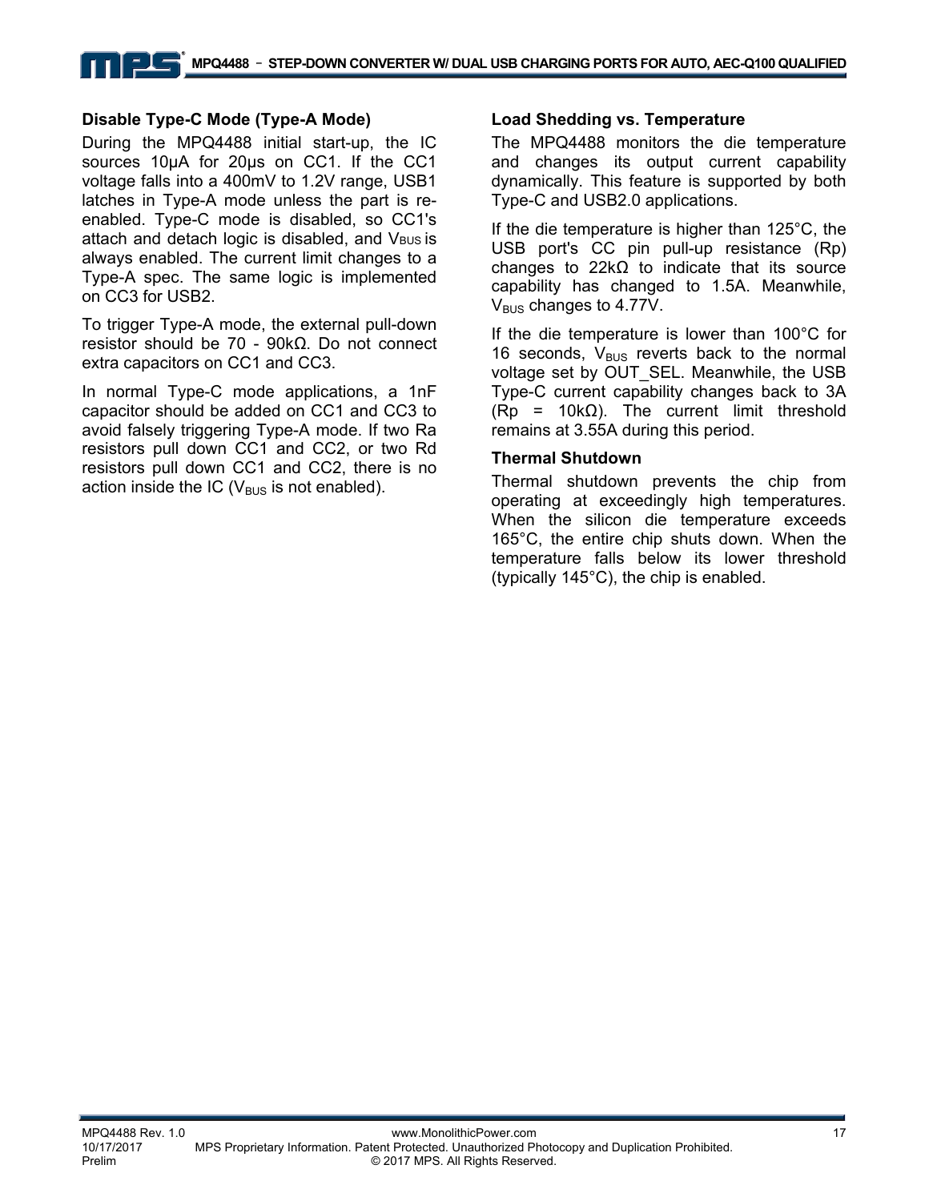### Disable Type-C Mode (Type-A Mode)

During the MPQ4488 initial start-up, the IC sources 10μA for 20μs on CC1. If the CC1 voltage falls into a 400mV to 1.2V range, USB1 latches in Type-A mode unless the part is re-enabled. Type-C mode is disabled, so CC1's attach and detach logic is disabled, and $V_{BUS}$ is always enabled. The current limit changes to a Type-A spec. The same logic is implemented on CC3 for USB2.

To trigger Type-A mode, the external pull-down resistor should be 70 - 90kΩ. Do not connect extra capacitors on CC1 and CC3.

In normal Type-C mode applications, a 1nF capacitor should be added on CC1 and CC3 to avoid falsely triggering Type-A mode. If two Ra resistors pull down CC1 and CC2, or two Rd resistors pull down CC1 and CC2, there is no action inside the IC ($V_{BUS}$ is not enabled).

### Load Shedding vs. Temperature

The MPQ4488 monitors the die temperature and changes its output current capability dynamically. This feature is supported by both Type-C and USB2.0 applications.

If the die temperature is higher than 125°C, the USB port's CC pin pull-up resistance (Rp) changes to 22kΩ to indicate that its source capability has changed to 1.5A. Meanwhile, $V_{BUS}$ changes to 4.77V.

If the die temperature is lower than 100°C for 16 seconds, $V_{BUS}$ reverts back to the normal voltage set by OUT_SEL. Meanwhile, the USB Type-C current capability changes back to 3A (Rp = 10kΩ). The current limit threshold remains at 3.55A during this period.

### Thermal Shutdown

Thermal shutdown prevents the chip from operating at exceedingly high temperatures. When the silicon die temperature exceeds 165°C, the entire chip shuts down. When the temperature falls below its lower threshold (typically 145°C), the chip is enabled.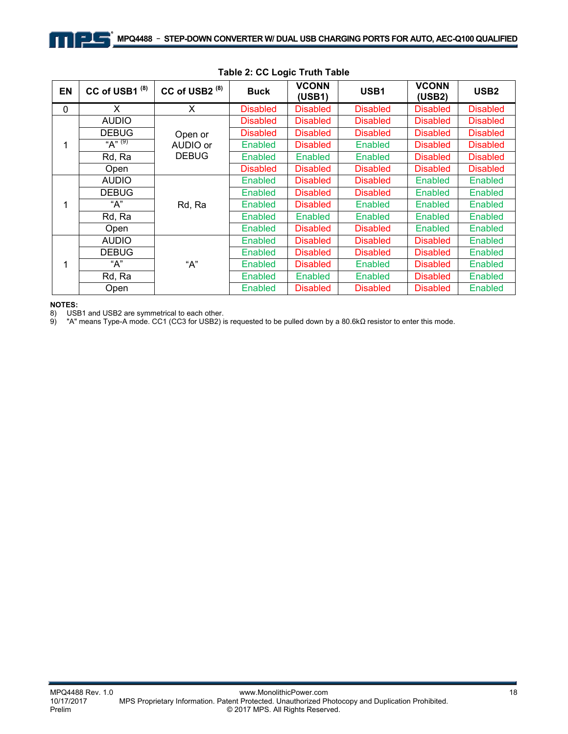**Table 2: CC Logic Truth Table**

| EN | CC of USB1 (8) | CC of USB2 (8) | Buck | VCONN (USB1) | USB1 | VCONN (USB2) | USB2 |
|---|---|---|---|---|---|---|---|
| 0 | X | X | Disabled | Disabled | Disabled | Disabled | Disabled |
| 1 | AUDIO | Open or AUDIO or DEBUG | Disabled | Disabled | Disabled | Disabled | Disabled |
| | DEBUG | | Disabled | Disabled | Disabled | Disabled | Disabled |
| | "A" (9) | | Enabled | Disabled | Enabled | Disabled | Disabled |
| | Rd, Ra | | Enabled | Enabled | Enabled | Disabled | Disabled |
| | Open | | Disabled | Disabled | Disabled | Disabled | Disabled |
| 1 | AUDIO | Rd, Ra | Enabled | Disabled | Disabled | Enabled | Enabled |
| | DEBUG | | Enabled | Disabled | Disabled | Enabled | Enabled |
| | "A" | | Enabled | Disabled | Enabled | Enabled | Enabled |
| | Rd, Ra | | Enabled | Enabled | Enabled | Enabled | Enabled |
| | Open | | Enabled | Disabled | Disabled | Enabled | Enabled |
| 1 | AUDIO | "A" | Enabled | Disabled | Disabled | Disabled | Enabled |
| | DEBUG | | Enabled | Disabled | Disabled | Disabled | Enabled |
| | "A" | | Enabled | Disabled | Enabled | Disabled | Enabled |
| | Rd, Ra | | Enabled | Enabled | Enabled | Disabled | Enabled |
| | Open | | Enabled | Disabled | Disabled | Disabled | Enabled |

**NOTES:**

8) USB1 and USB2 are symmetrical to each other.

9) "A" means Type-A mode. CC1 (CC3 for USB2) is requested to be pulled down by a 80.6kΩ resistor to enter this mode.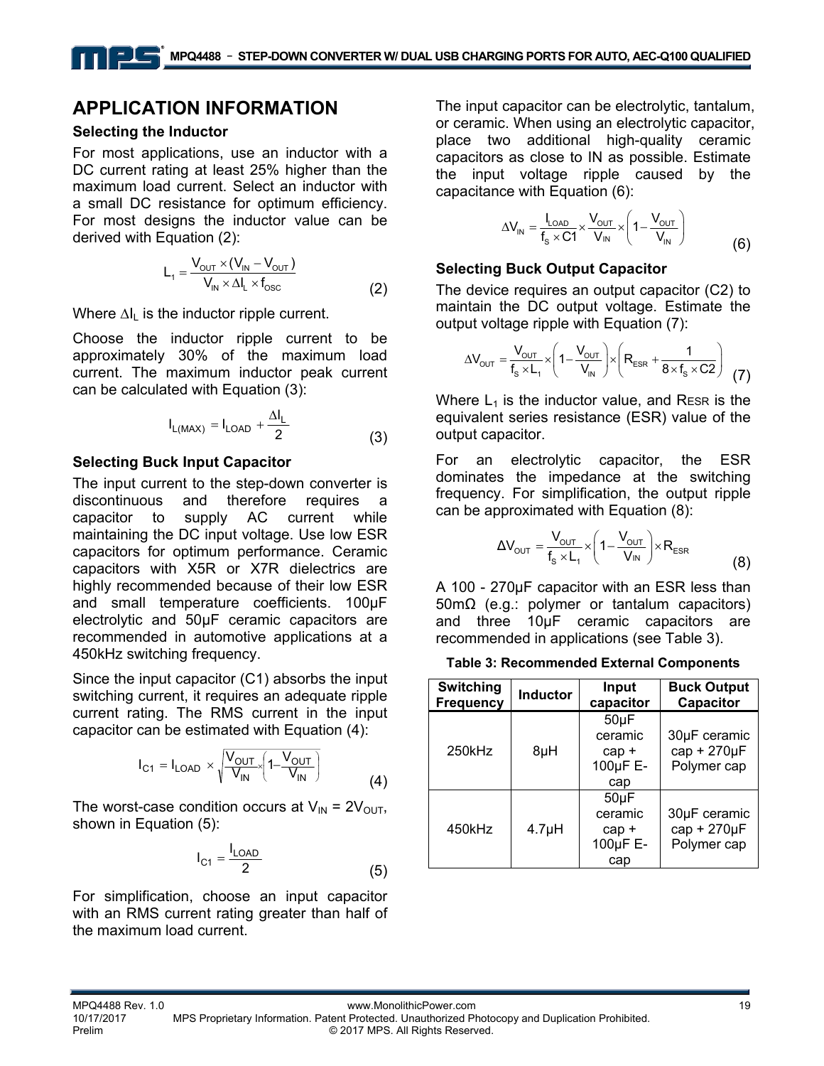## APPLICATION INFORMATION

### Selecting the Inductor

For most applications, use an inductor with a DC current rating at least 25% higher than the maximum load current. Select an inductor with a small DC resistance for optimum efficiency. For most designs the inductor value can be derived with Equation (2):

$$L_1 = \frac{V_{OUT} \times (V_{IN} - V_{OUT})}{V_{IN} \times \Delta I_L \times f_{OSC}} \quad (2)$$

Where $\Delta I_L$ is the inductor ripple current.

Choose the inductor ripple current to be approximately 30% of the maximum load current. The maximum inductor peak current can be calculated with Equation (3):

$$I_{L(MAX)} = I_{LOAD} + \frac{\Delta I_L}{2} \quad (3)$$

### Selecting Buck Input Capacitor

The input current to the step-down converter is discontinuous and therefore requires a capacitor to supply AC current while maintaining the DC input voltage. Use low ESR capacitors for optimum performance. Ceramic capacitors with X5R or X7R dielectrics are highly recommended because of their low ESR and small temperature coefficients. 100µF electrolytic and 50µF ceramic capacitors are recommended in automotive applications at a 450kHz switching frequency.

Since the input capacitor (C1) absorbs the input switching current, it requires an adequate ripple current rating. The RMS current in the input capacitor can be estimated with Equation (4):

$$I_{C1} = I_{LOAD} \times \sqrt{\frac{V_{OUT}}{V_{IN}} \times \left(1 - \frac{V_{OUT}}{V_{IN}}\right)} \quad (4)$$

The worst-case condition occurs at $V_{IN} = 2V_{OUT}$, shown in Equation (5):

$$I_{C1} = \frac{I_{LOAD}}{2} \quad (5)$$

For simplification, choose an input capacitor with an RMS current rating greater than half of the maximum load current.

The input capacitor can be electrolytic, tantalum, or ceramic. When using an electrolytic capacitor, place two additional high-quality ceramic capacitors as close to IN as possible. Estimate the input voltage ripple caused by the capacitance with Equation (6):

$$\Delta V_{IN} = \frac{I_{LOAD}}{f_S \times C1} \times \frac{V_{OUT}}{V_{IN}} \times \left(1 - \frac{V_{OUT}}{V_{IN}}\right) \quad (6)$$

### Selecting Buck Output Capacitor

The device requires an output capacitor (C2) to maintain the DC output voltage. Estimate the output voltage ripple with Equation (7):

$$\Delta V_{OUT} = \frac{V_{OUT}}{f_S \times L_1} \times \left(1 - \frac{V_{OUT}}{V_{IN}}\right) \times \left(R_{ESR} + \frac{1}{8 \times f_S \times C2}\right) \quad (7)$$

Where $L_1$ is the inductor value, and $R_{ESR}$ is the equivalent series resistance (ESR) value of the output capacitor.

For an electrolytic capacitor, the ESR dominates the impedance at the switching frequency. For simplification, the output ripple can be approximated with Equation (8):

$$\Delta V_{OUT} = \frac{V_{OUT}}{f_S \times L_1} \times \left(1 - \frac{V_{OUT}}{V_{IN}}\right) \times R_{ESR} \quad (8)$$

A 100 - 270µF capacitor with an ESR less than 50mΩ (e.g.: polymer or tantalum capacitors) and three 10µF ceramic capacitors are recommended in applications (see Table 3).

**Table 3: Recommended External Components**

| Switching Frequency | Inductor | Input capacitor | Buck Output Capacitor |
|---|---|---|---|
| 250kHz | 8µH | 50µF ceramic cap + 100µF E-cap | 30µF ceramic cap + 270µF Polymer cap |
| 450kHz | 4.7µH | 50µF ceramic cap + 100µF E-cap | 30µF ceramic cap + 270µF Polymer cap |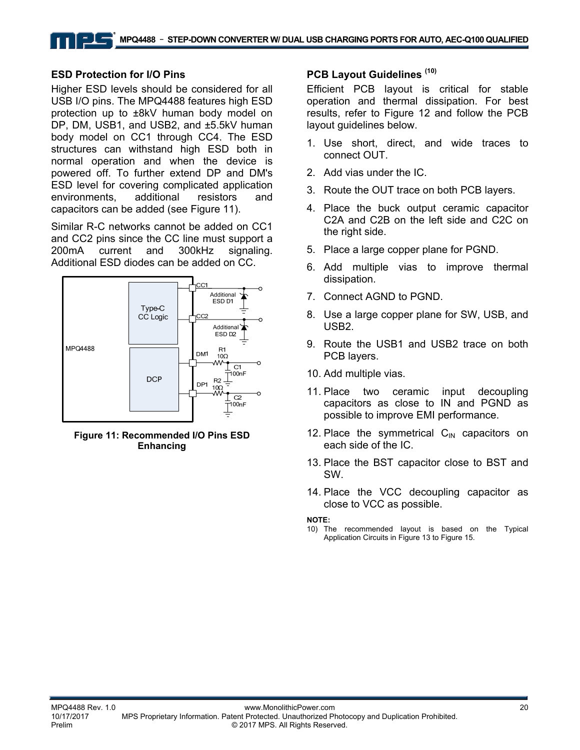### ESD Protection for I/O Pins

Higher ESD levels should be considered for all USB I/O pins. The MPQ4488 features high ESD protection up to ±8kV human body model on DP, DM, USB1, and USB2, and ±5.5kV human body model on CC1 through CC4. The ESD structures can withstand high ESD both in normal operation and when the device is powered off. To further extend DP and DM's ESD level for covering complicated application environments, additional resistors and capacitors can be added (see Figure 11).

Similar R-C networks cannot be added on CC1 and CC2 pins since the CC line must support a 200mA current and 300kHz signaling. Additional ESD diodes can be added on CC.

**Figure 11: Recommended I/O Pins ESD Enhancing**

### PCB Layout Guidelines [10]

Efficient PCB layout is critical for stable operation and thermal dissipation. For best results, refer to Figure 12 and follow the PCB layout guidelines below.

1. Use short, direct, and wide traces to connect OUT.
2. Add vias under the IC.
3. Route the OUT trace on both PCB layers.
4. Place the buck output ceramic capacitor C2A and C2B on the left side and C2C on the right side.
5. Place a large copper plane for PGND.
6. Add multiple vias to improve thermal dissipation.
7. Connect AGND to PGND.
8. Use a large copper plane for SW, USB, and USB2.
9. Route the USB1 and USB2 trace on both PCB layers.
10. Add multiple vias.
11. Place two ceramic input decoupling capacitors as close to IN and PGND as possible to improve EMI performance.
12. Place the symmetrical $C_{IN}$ capacitors on each side of the IC.
13. Place the BST capacitor close to BST and SW.
14. Place the VCC decoupling capacitor as close to VCC as possible.

**NOTE:**

10) The recommended layout is based on the Typical Application Circuits in Figure 13 to Figure 15.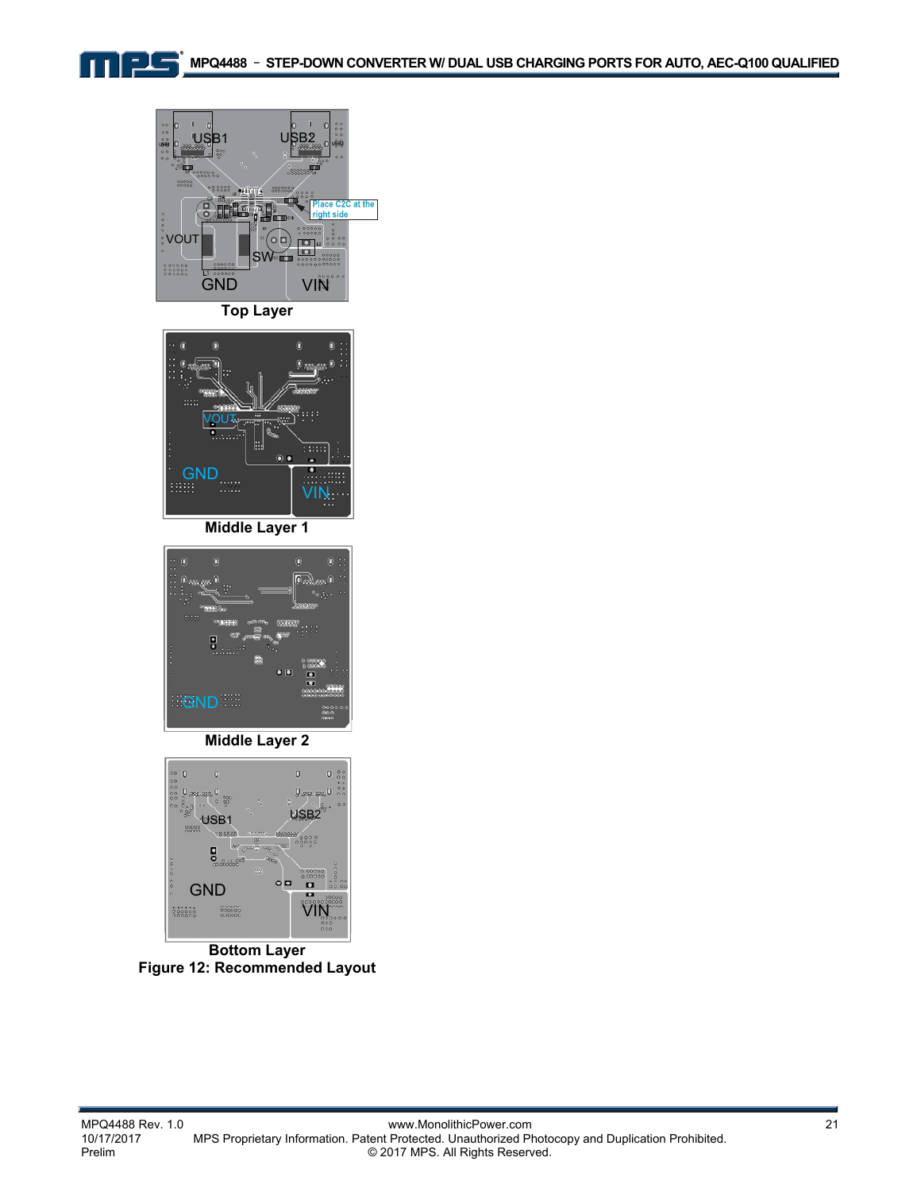Top Layer

Middle Layer 1

Middle Layer 2

Bottom Layer

**Figure 12: Recommended Layout**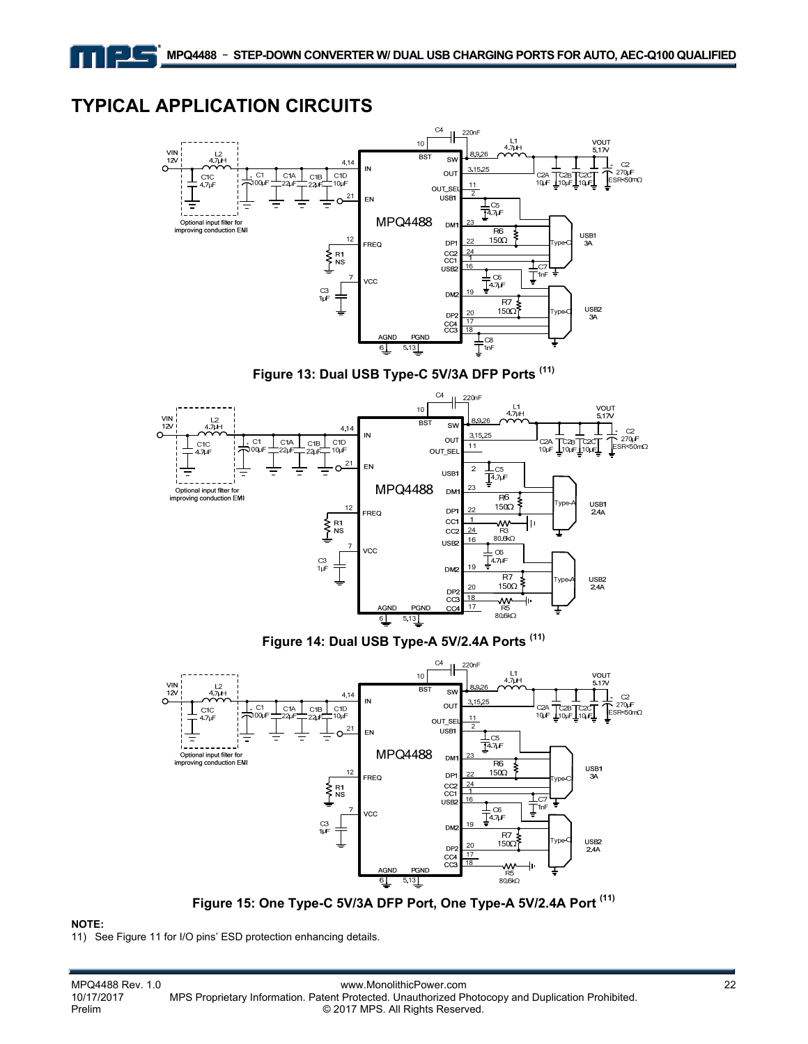## TYPICAL APPLICATION CIRCUITS

**Figure 13: Dual USB Type-C 5V/3A DFP Ports (11)**

**Figure 14: Dual USB Type-A 5V/2.4A Ports (11)**

**Figure 15: One Type-C 5V/3A DFP Port, One Type-A 5V/2.4A Port (11)**

**NOTE:**

11) See Figure 11 for I/O pins' ESD protection enhancing details.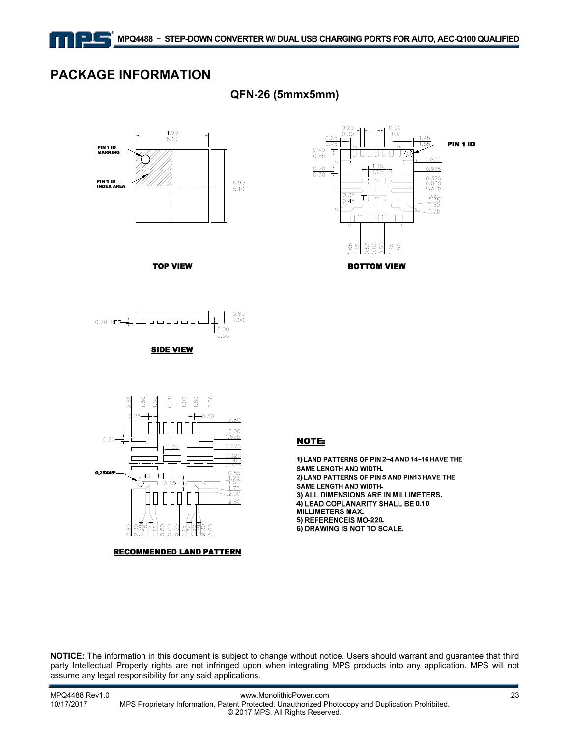# PACKAGE INFORMATION

## QFN-26 (5mmx5mm)

PIN 1 ID MARKING

PIN 1 ID INDEX AREA

4.90
5.10

4.90
5.10

**TOP VIEW**

0.20
0.30

0.50
BSC

0.65
0.75

1.45
1.55

PIN 1 ID

0.45
0.55

1.625

0.20
0.30

1.15
1.25

0.975

0.325
0.000
0.325

0.35
0.45

0.85
1.25
1.50
1.75

1.65
1.15
0.50
0.00
0.50
1.15
1.65

**BOTTOM VIEW**

0.20 REF

0.80
1.00

0.00
0.05

**SIDE VIEW**

2.80
1.80
1.00
0.00
1.00
1.80
2.80

0.25

0.50

2.80

2.00
1.625

0.25

0.975

1.20

0.325
0.000
0.325

0.25X45°

0.40

0.85
1.25
1.50
1.75
2.00
2.80

0.25

2.80
2.30
1.794
1.65
1.54
1.15
0.50
0.00
0.50
1.15
1.54
1.65
2.30
2.80

**RECOMMENDED LAND PATTERN**

**NOTE:**

1) LAND PATTERNS OF PIN 2~4 AND 14~16 HAVE THE SAME LENGTH AND WIDTH.
2) LAND PATTERNS OF PIN 5 AND PIN13 HAVE THE SAME LENGTH AND WIDTH.
3) ALL DIMENSIONS ARE IN MILLIMETERS.
4) LEAD COPLANARITY SHALL BE 0.10 MILLIMETERS MAX.
5) REFERENCEIS MO-220.
6) DRAWING IS NOT TO SCALE.

**NOTICE:** The information in this document is subject to change without notice. Users should warrant and guarantee that third party Intellectual Property rights are not infringed upon when integrating MPS products into any application. MPS will not assume any legal responsibility for any said applications.